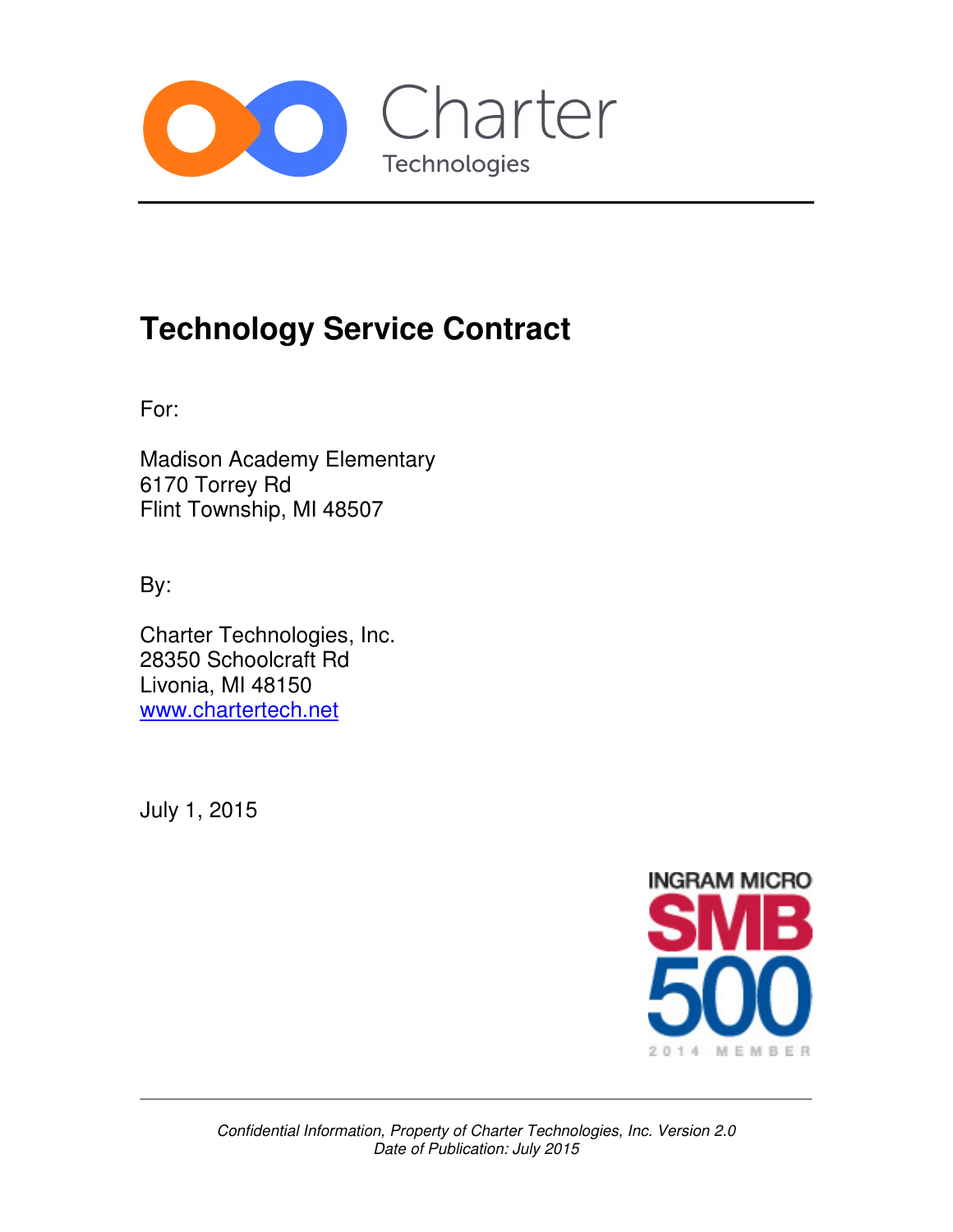Charter
Technologies

# Technology Service Contract

For:

Madison Academy Elementary
6170 Torrey Rd
Flint Township, MI 48507

By:

Charter Technologies, Inc.
28350 Schoolcraft Rd
Livonia, MI 48150
[www.chartertech.net](http://www.chartertech.net)

July 1, 2015

INGRAM MICRO
SMB
500
2014 MEMBER

*Confidential Information, Property of Charter Technologies, Inc. Version 2.0*
*Date of Publication: July 2015*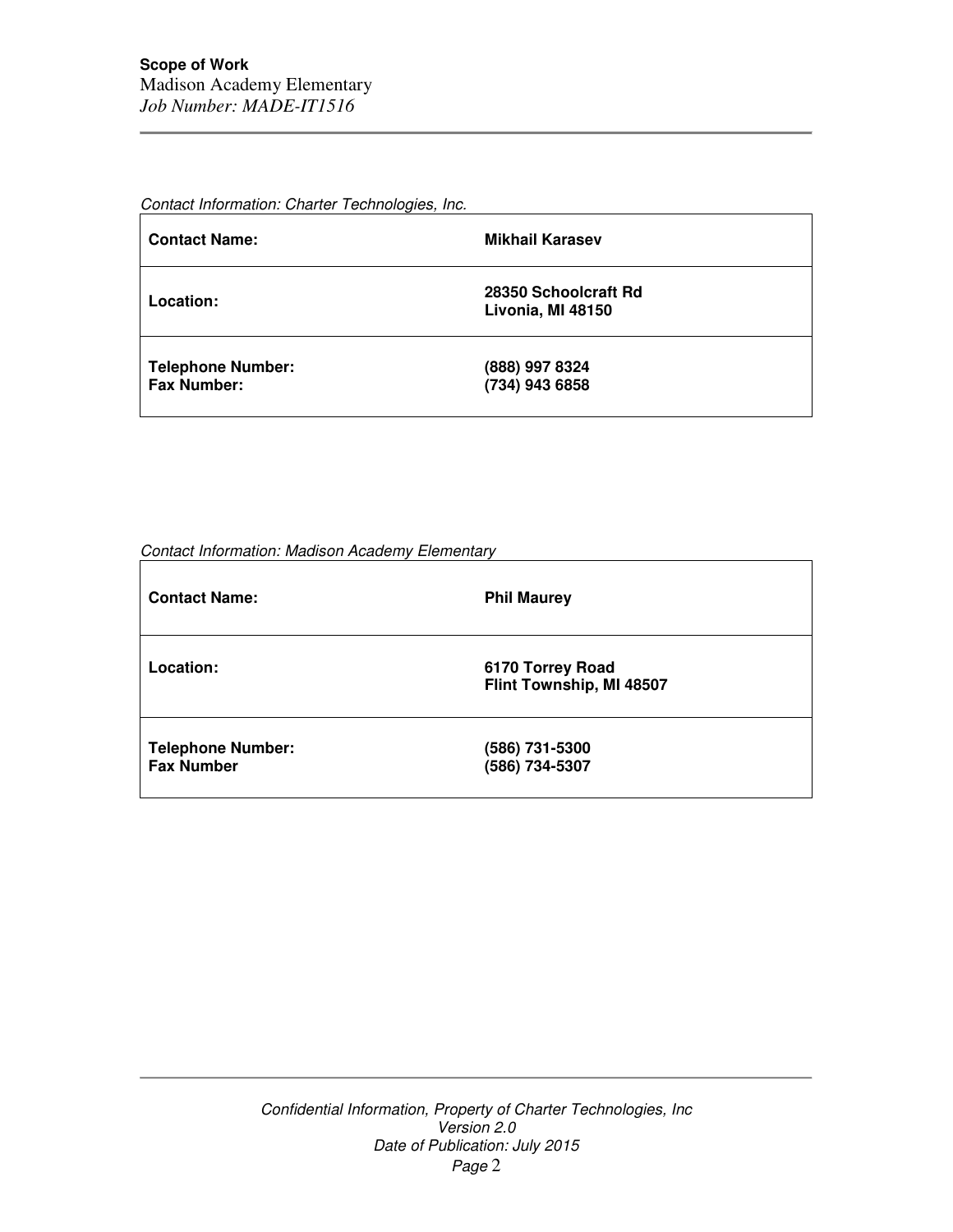*Contact Information: Charter Technologies, Inc.*

| | |
|---|---|
| **Contact Name:** | **Mikhail Karasev** |
| **Location:** | **28350 Schoolcraft Rd**<br>**Livonia, MI 48150** |
| **Telephone Number:**<br>**Fax Number:** | **(888) 997 8324**<br>**(734) 943 6858** |

*Contact Information: Madison Academy Elementary*

| | |
|---|---|
| **Contact Name:** | **Phil Maurey** |
| **Location:** | **6170 Torrey Road**<br>**Flint Township, MI 48507** |
| **Telephone Number:**<br>**Fax Number** | **(586) 731-5300**<br>**(586) 734-5307** |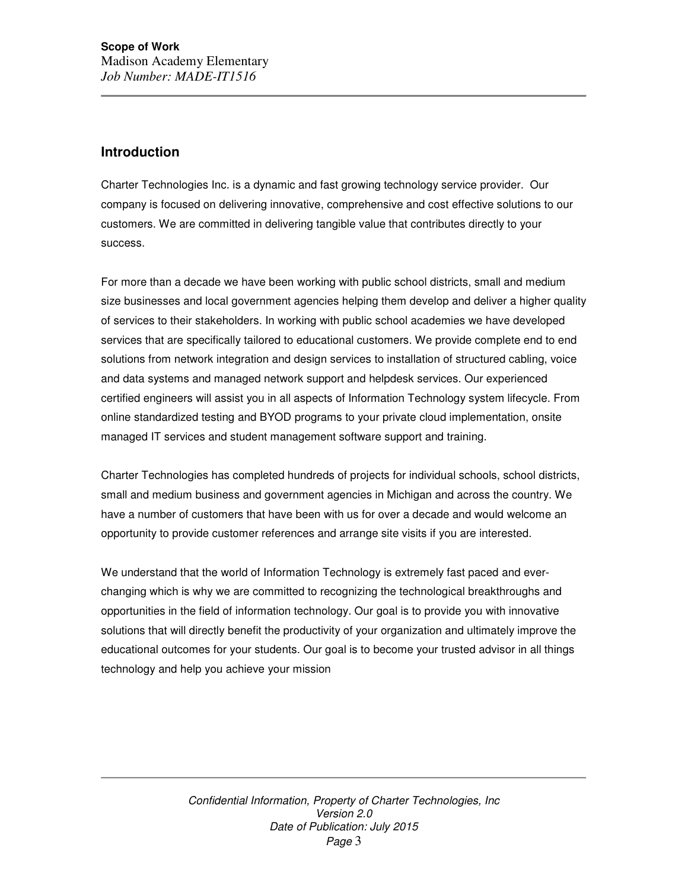## Introduction

Charter Technologies Inc. is a dynamic and fast growing technology service provider. Our company is focused on delivering innovative, comprehensive and cost effective solutions to our customers. We are committed in delivering tangible value that contributes directly to your success.

For more than a decade we have been working with public school districts, small and medium size businesses and local government agencies helping them develop and deliver a higher quality of services to their stakeholders. In working with public school academies we have developed services that are specifically tailored to educational customers. We provide complete end to end solutions from network integration and design services to installation of structured cabling, voice and data systems and managed network support and helpdesk services. Our experienced certified engineers will assist you in all aspects of Information Technology system lifecycle. From online standardized testing and BYOD programs to your private cloud implementation, onsite managed IT services and student management software support and training.

Charter Technologies has completed hundreds of projects for individual schools, school districts, small and medium business and government agencies in Michigan and across the country. We have a number of customers that have been with us for over a decade and would welcome an opportunity to provide customer references and arrange site visits if you are interested.

We understand that the world of Information Technology is extremely fast paced and ever-changing which is why we are committed to recognizing the technological breakthroughs and opportunities in the field of information technology. Our goal is to provide you with innovative solutions that will directly benefit the productivity of your organization and ultimately improve the educational outcomes for your students. Our goal is to become your trusted advisor in all things technology and help you achieve your mission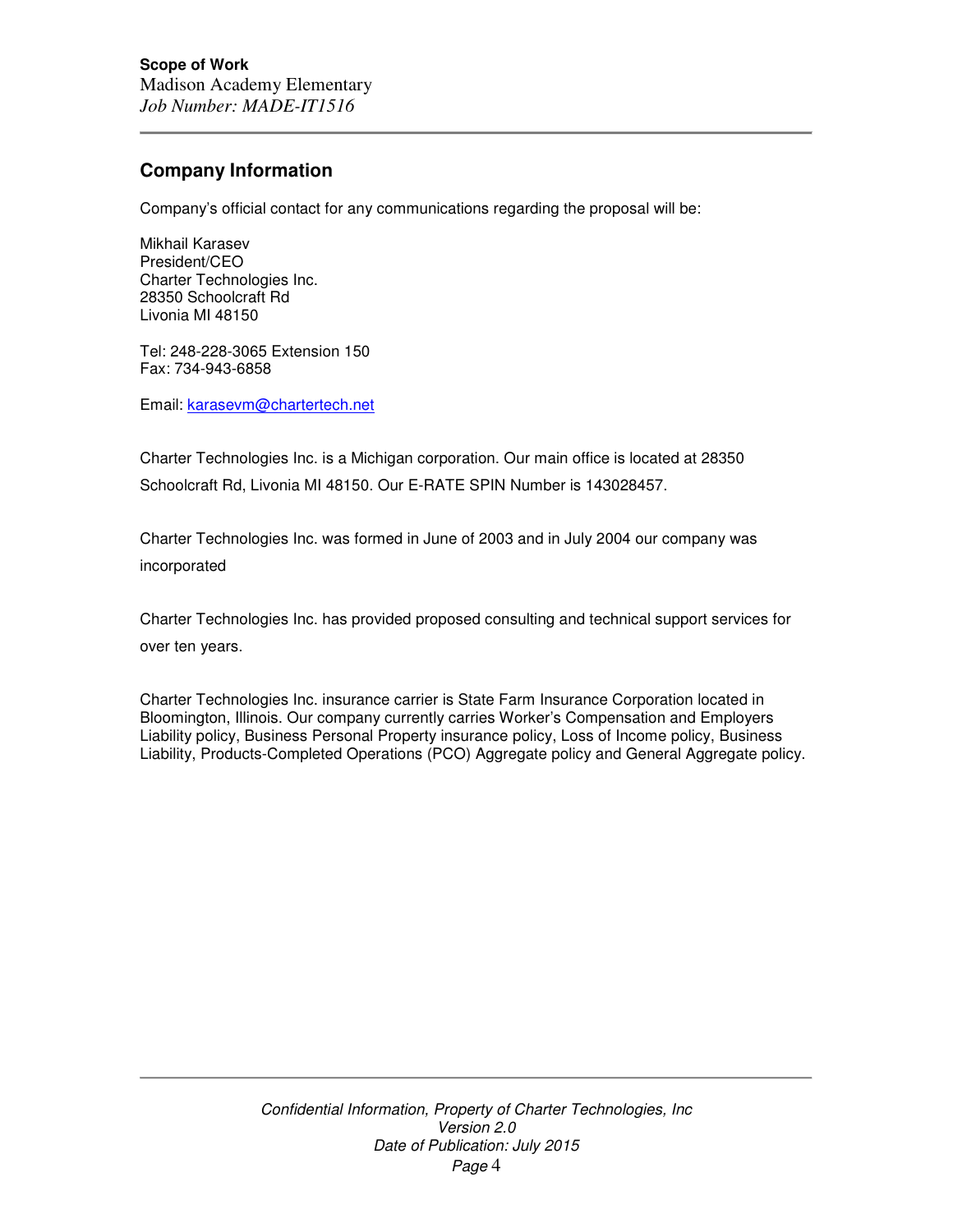## Company Information

Company's official contact for any communications regarding the proposal will be:

Mikhail Karasev
President/CEO
Charter Technologies Inc.
28350 Schoolcraft Rd
Livonia MI 48150

Tel: 248-228-3065 Extension 150
Fax: 734-943-6858

Email: karasevm@chartertech.net

Charter Technologies Inc. is a Michigan corporation. Our main office is located at 28350 Schoolcraft Rd, Livonia MI 48150. Our E-RATE SPIN Number is 143028457.

Charter Technologies Inc. was formed in June of 2003 and in July 2004 our company was incorporated

Charter Technologies Inc. has provided proposed consulting and technical support services for over ten years.

Charter Technologies Inc. insurance carrier is State Farm Insurance Corporation located in Bloomington, Illinois. Our company currently carries Worker's Compensation and Employers Liability policy, Business Personal Property insurance policy, Loss of Income policy, Business Liability, Products-Completed Operations (PCO) Aggregate policy and General Aggregate policy.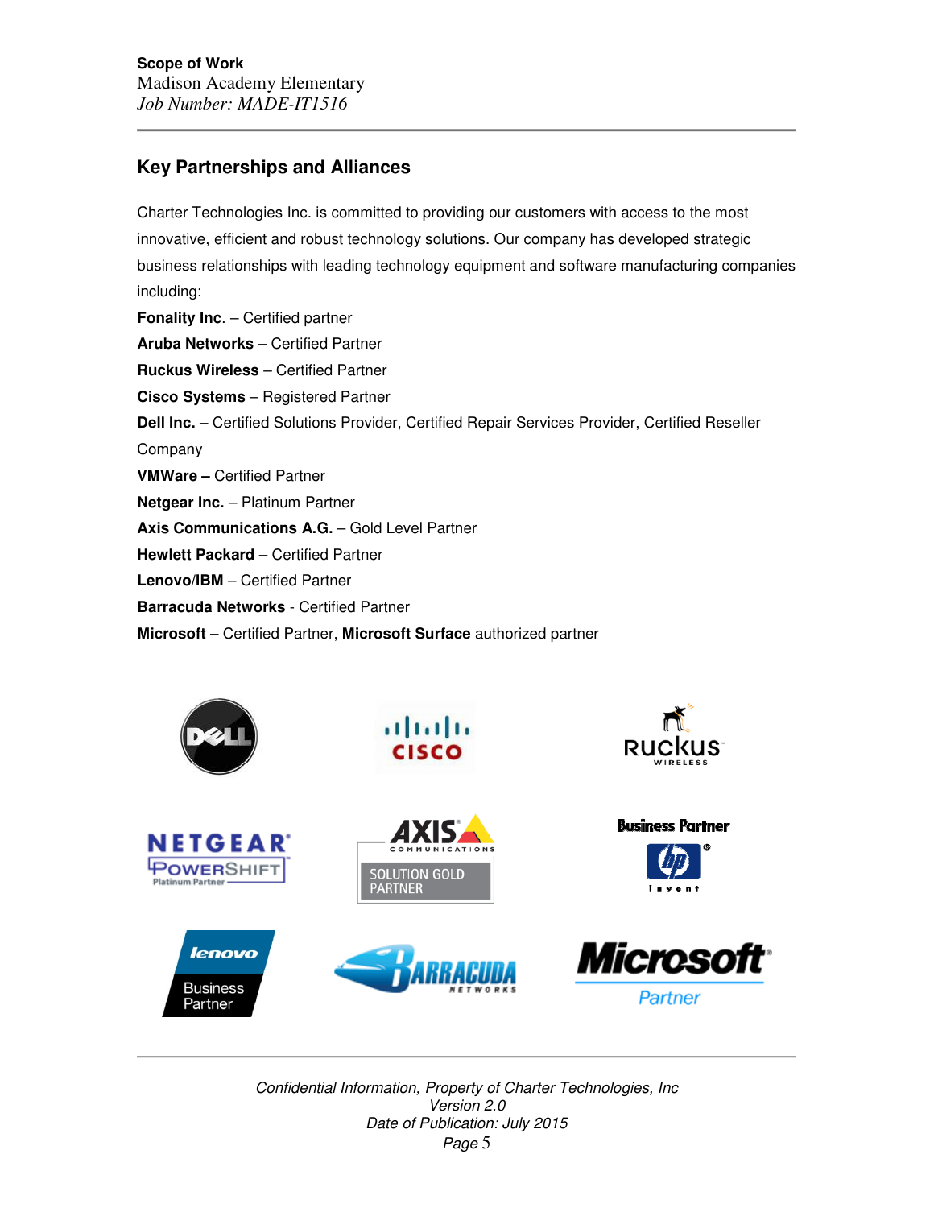## Key Partnerships and Alliances

Charter Technologies Inc. is committed to providing our customers with access to the most innovative, efficient and robust technology solutions. Our company has developed strategic business relationships with leading technology equipment and software manufacturing companies including:

**Fonality Inc**. – Certified partner
**Aruba Networks** – Certified Partner
**Ruckus Wireless** – Certified Partner
**Cisco Systems** – Registered Partner
**Dell Inc.** – Certified Solutions Provider, Certified Repair Services Provider, Certified Reseller Company
**VMWare –** Certified Partner
**Netgear Inc.** – Platinum Partner
**Axis Communications A.G.** – Gold Level Partner
**Hewlett Packard** – Certified Partner
**Lenovo/IBM** – Certified Partner
**Barracuda Networks** - Certified Partner
**Microsoft** – Certified Partner, **Microsoft Surface** authorized partner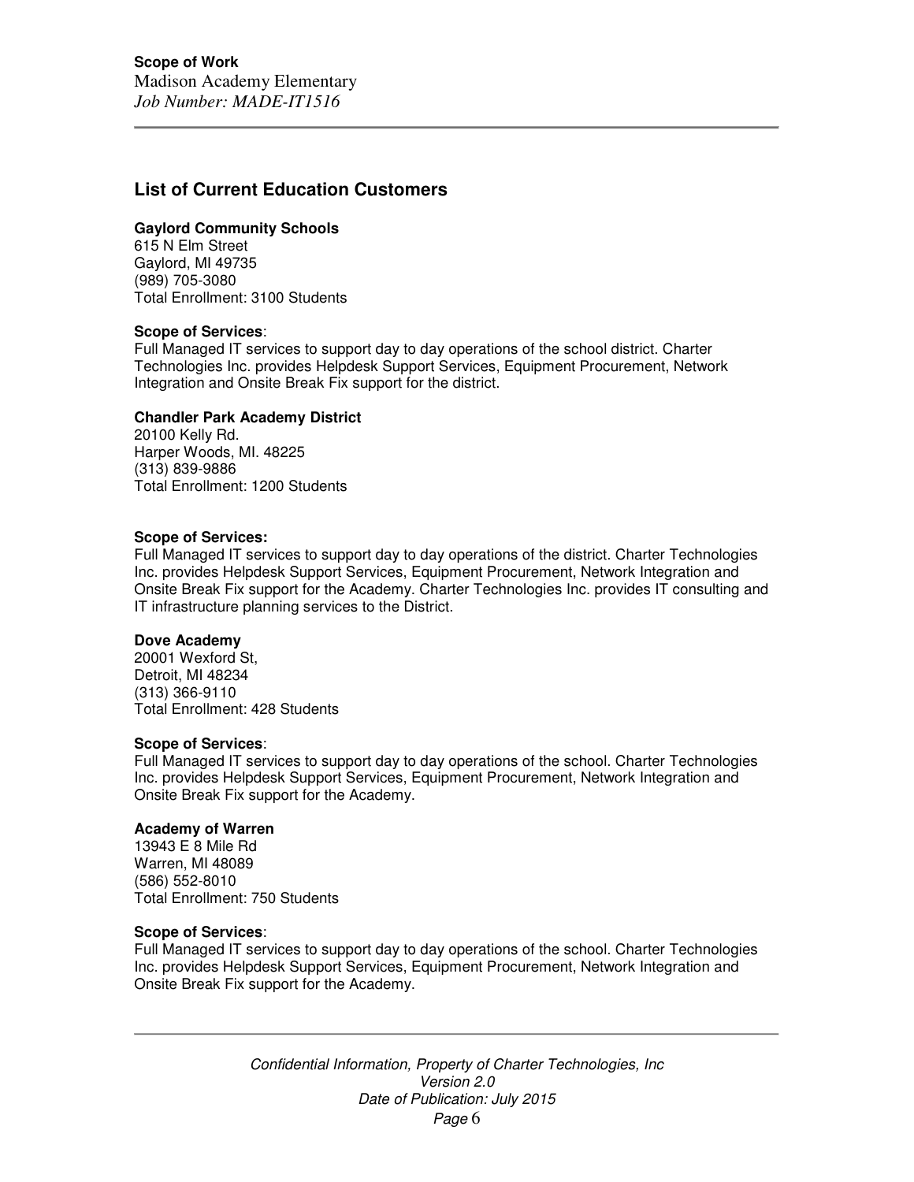## List of Current Education Customers

**Gaylord Community Schools**
615 N Elm Street
Gaylord, MI 49735
(989) 705-3080
Total Enrollment: 3100 Students

**Scope of Services**:
Full Managed IT services to support day to day operations of the school district. Charter Technologies Inc. provides Helpdesk Support Services, Equipment Procurement, Network Integration and Onsite Break Fix support for the district.

**Chandler Park Academy District**
20100 Kelly Rd.
Harper Woods, MI. 48225
(313) 839-9886
Total Enrollment: 1200 Students

**Scope of Services:**
Full Managed IT services to support day to day operations of the district. Charter Technologies Inc. provides Helpdesk Support Services, Equipment Procurement, Network Integration and Onsite Break Fix support for the Academy. Charter Technologies Inc. provides IT consulting and IT infrastructure planning services to the District.

**Dove Academy**
20001 Wexford St,
Detroit, MI 48234
(313) 366-9110
Total Enrollment: 428 Students

**Scope of Services**:
Full Managed IT services to support day to day operations of the school. Charter Technologies Inc. provides Helpdesk Support Services, Equipment Procurement, Network Integration and Onsite Break Fix support for the Academy.

**Academy of Warren**
13943 E 8 Mile Rd
Warren, MI 48089
(586) 552-8010
Total Enrollment: 750 Students

**Scope of Services**:
Full Managed IT services to support day to day operations of the school. Charter Technologies Inc. provides Helpdesk Support Services, Equipment Procurement, Network Integration and Onsite Break Fix support for the Academy.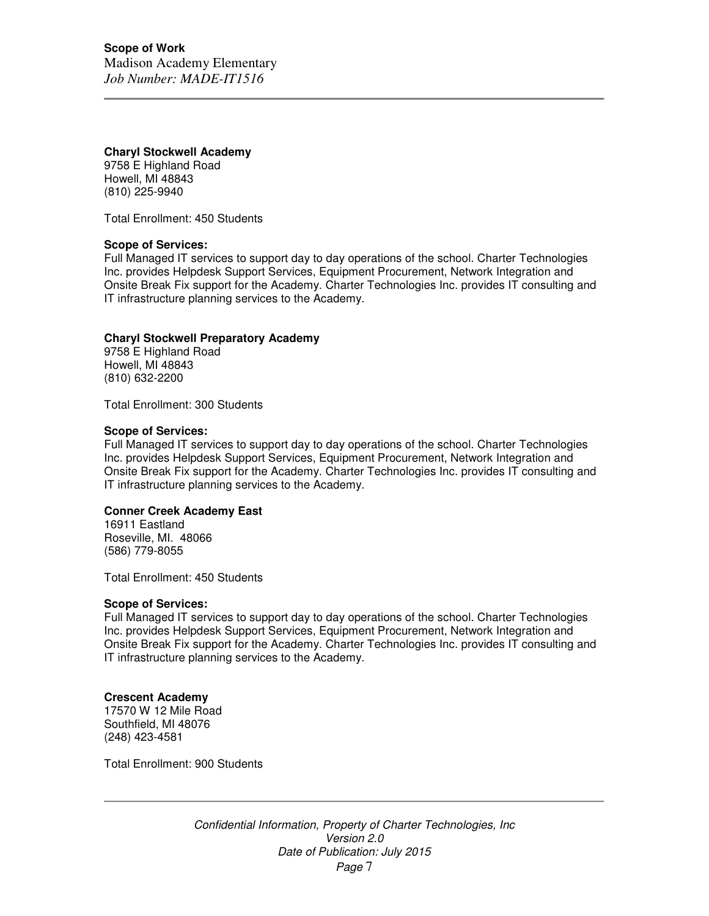**Charyl Stockwell Academy**
9758 E Highland Road
Howell, MI 48843
(810) 225-9940

Total Enrollment: 450 Students

**Scope of Services:**
Full Managed IT services to support day to day operations of the school. Charter Technologies Inc. provides Helpdesk Support Services, Equipment Procurement, Network Integration and Onsite Break Fix support for the Academy. Charter Technologies Inc. provides IT consulting and IT infrastructure planning services to the Academy.

**Charyl Stockwell Preparatory Academy**
9758 E Highland Road
Howell, MI 48843
(810) 632-2200

Total Enrollment: 300 Students

**Scope of Services:**
Full Managed IT services to support day to day operations of the school. Charter Technologies Inc. provides Helpdesk Support Services, Equipment Procurement, Network Integration and Onsite Break Fix support for the Academy. Charter Technologies Inc. provides IT consulting and IT infrastructure planning services to the Academy.

**Conner Creek Academy East**
16911 Eastland
Roseville, MI. 48066
(586) 779-8055

Total Enrollment: 450 Students

**Scope of Services:**
Full Managed IT services to support day to day operations of the school. Charter Technologies Inc. provides Helpdesk Support Services, Equipment Procurement, Network Integration and Onsite Break Fix support for the Academy. Charter Technologies Inc. provides IT consulting and IT infrastructure planning services to the Academy.

**Crescent Academy**
17570 W 12 Mile Road
Southfield, MI 48076
(248) 423-4581

Total Enrollment: 900 Students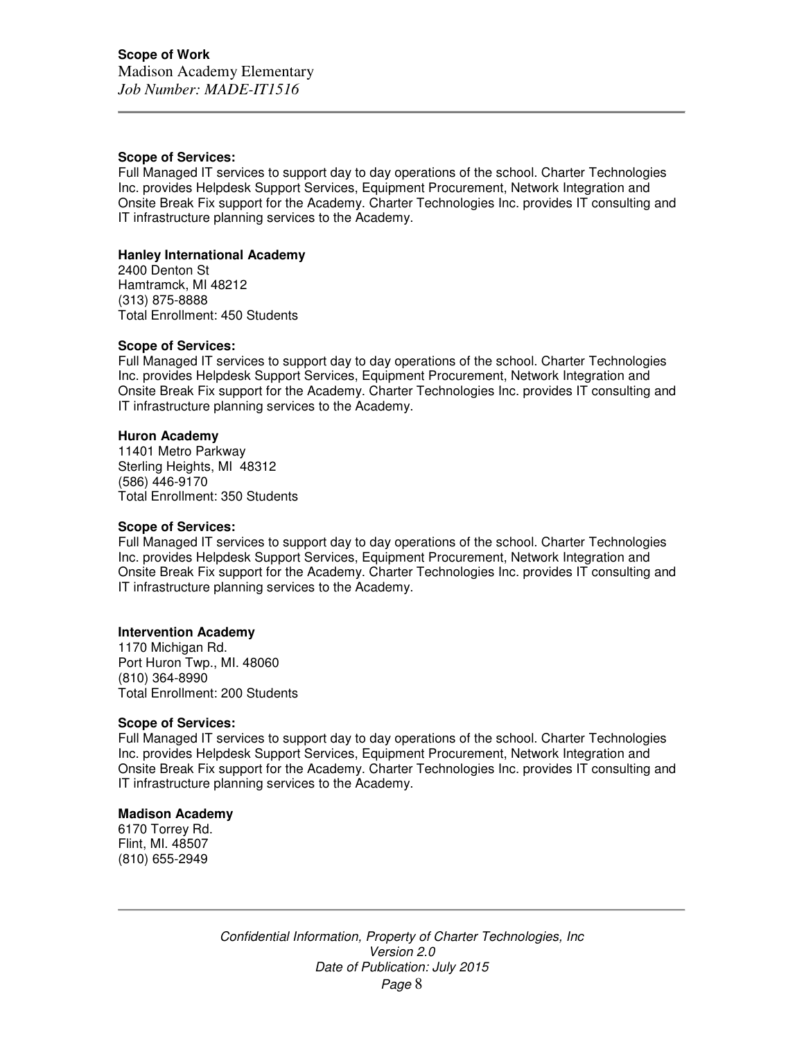**Scope of Services:**
Full Managed IT services to support day to day operations of the school. Charter Technologies Inc. provides Helpdesk Support Services, Equipment Procurement, Network Integration and Onsite Break Fix support for the Academy. Charter Technologies Inc. provides IT consulting and IT infrastructure planning services to the Academy.

**Hanley International Academy**
2400 Denton St
Hamtramck, MI 48212
(313) 875-8888
Total Enrollment: 450 Students

**Scope of Services:**
Full Managed IT services to support day to day operations of the school. Charter Technologies Inc. provides Helpdesk Support Services, Equipment Procurement, Network Integration and Onsite Break Fix support for the Academy. Charter Technologies Inc. provides IT consulting and IT infrastructure planning services to the Academy.

**Huron Academy**
11401 Metro Parkway
Sterling Heights, MI 48312
(586) 446-9170
Total Enrollment: 350 Students

**Scope of Services:**
Full Managed IT services to support day to day operations of the school. Charter Technologies Inc. provides Helpdesk Support Services, Equipment Procurement, Network Integration and Onsite Break Fix support for the Academy. Charter Technologies Inc. provides IT consulting and IT infrastructure planning services to the Academy.

**Intervention Academy**
1170 Michigan Rd.
Port Huron Twp., MI. 48060
(810) 364-8990
Total Enrollment: 200 Students

**Scope of Services:**
Full Managed IT services to support day to day operations of the school. Charter Technologies Inc. provides Helpdesk Support Services, Equipment Procurement, Network Integration and Onsite Break Fix support for the Academy. Charter Technologies Inc. provides IT consulting and IT infrastructure planning services to the Academy.

**Madison Academy**
6170 Torrey Rd.
Flint, MI. 48507
(810) 655-2949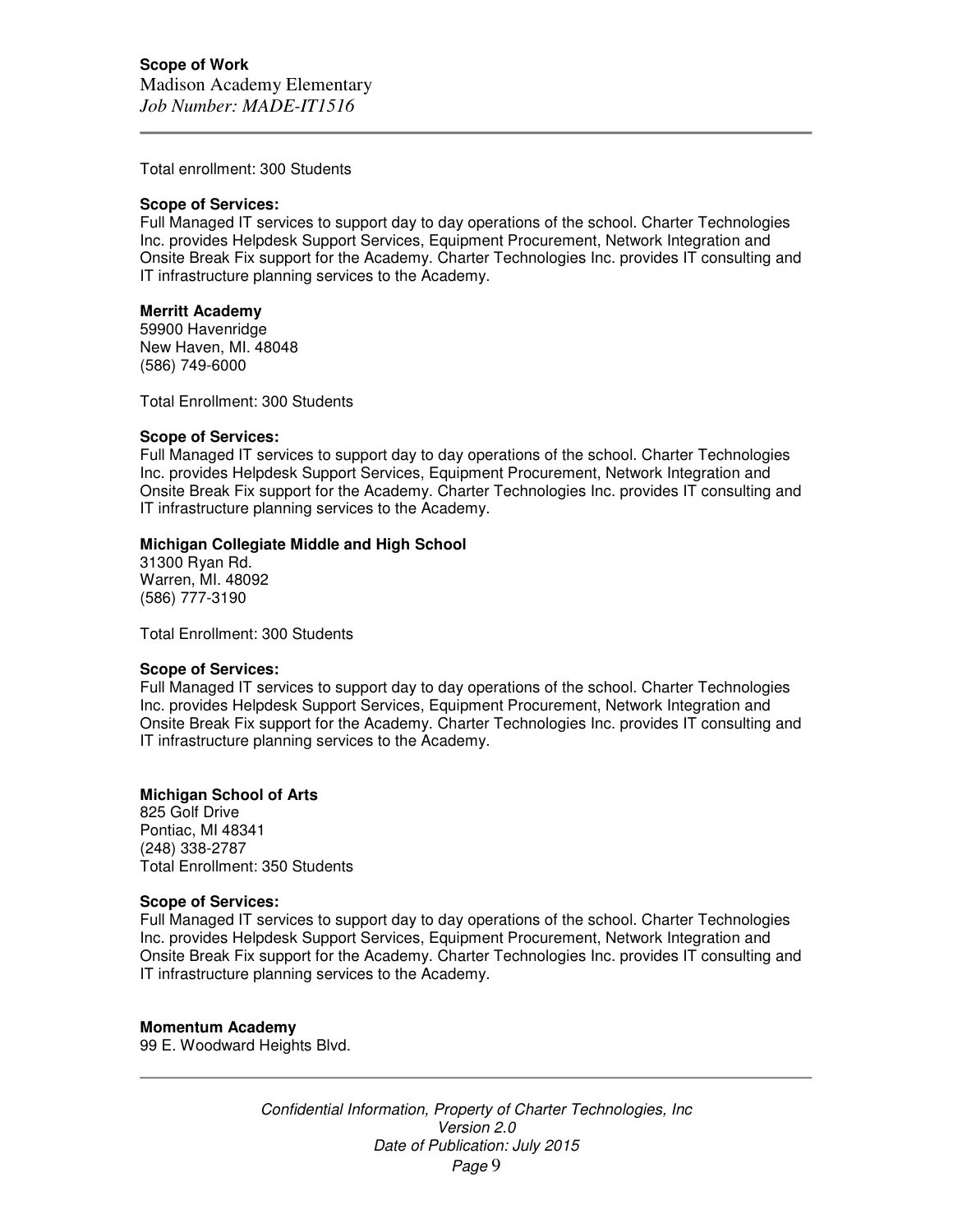Total enrollment: 300 Students

**Scope of Services:**
Full Managed IT services to support day to day operations of the school. Charter Technologies Inc. provides Helpdesk Support Services, Equipment Procurement, Network Integration and Onsite Break Fix support for the Academy. Charter Technologies Inc. provides IT consulting and IT infrastructure planning services to the Academy.

**Merritt Academy**
59900 Havenridge
New Haven, MI. 48048
(586) 749-6000

Total Enrollment: 300 Students

**Scope of Services:**
Full Managed IT services to support day to day operations of the school. Charter Technologies Inc. provides Helpdesk Support Services, Equipment Procurement, Network Integration and Onsite Break Fix support for the Academy. Charter Technologies Inc. provides IT consulting and IT infrastructure planning services to the Academy.

**Michigan Collegiate Middle and High School**
31300 Ryan Rd.
Warren, MI. 48092
(586) 777-3190

Total Enrollment: 300 Students

**Scope of Services:**
Full Managed IT services to support day to day operations of the school. Charter Technologies Inc. provides Helpdesk Support Services, Equipment Procurement, Network Integration and Onsite Break Fix support for the Academy. Charter Technologies Inc. provides IT consulting and IT infrastructure planning services to the Academy.

**Michigan School of Arts**
825 Golf Drive
Pontiac, MI 48341
(248) 338-2787
Total Enrollment: 350 Students

**Scope of Services:**
Full Managed IT services to support day to day operations of the school. Charter Technologies Inc. provides Helpdesk Support Services, Equipment Procurement, Network Integration and Onsite Break Fix support for the Academy. Charter Technologies Inc. provides IT consulting and IT infrastructure planning services to the Academy.

**Momentum Academy**
99 E. Woodward Heights Blvd.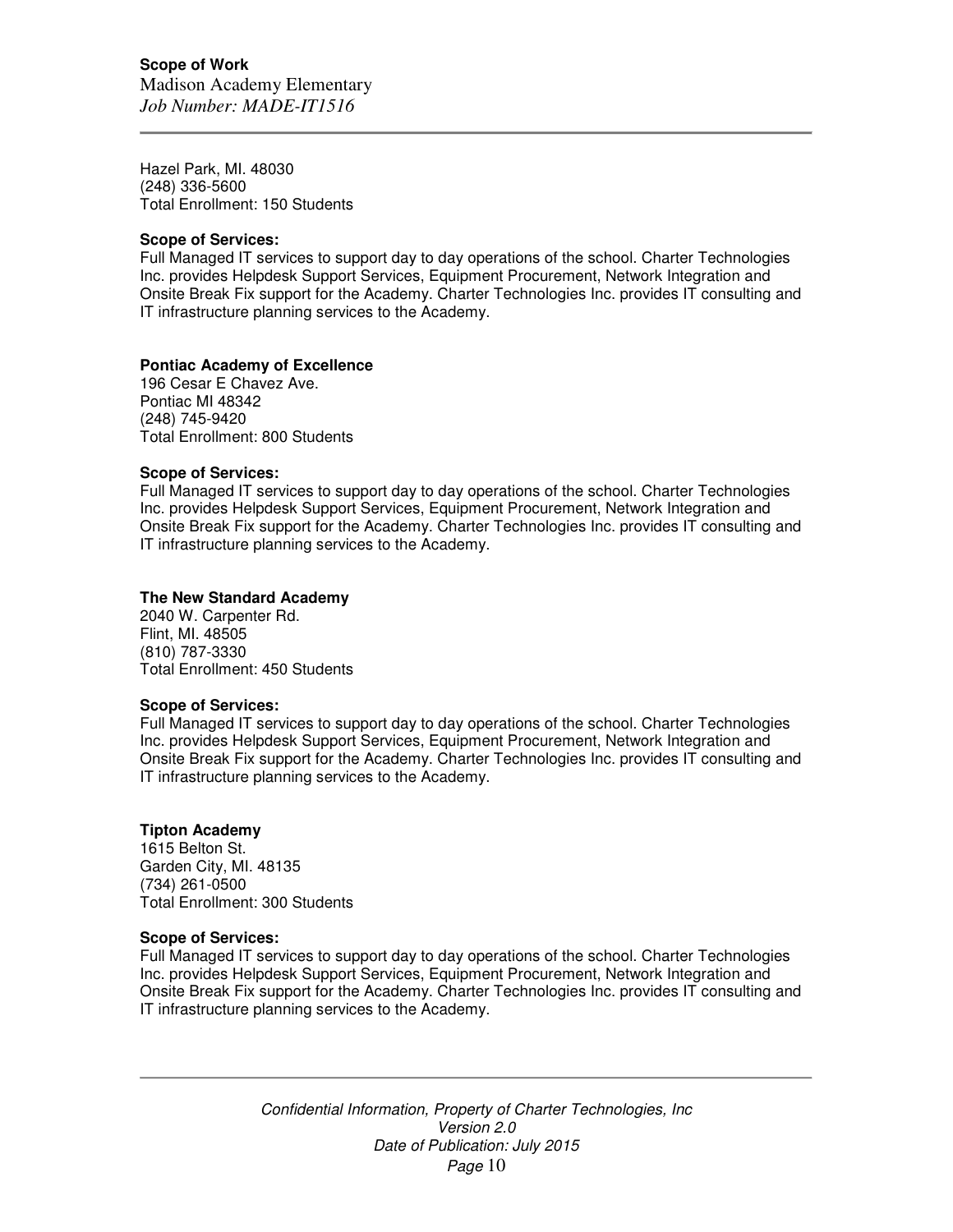Hazel Park, MI. 48030
(248) 336-5600
Total Enrollment: 150 Students

**Scope of Services:**
Full Managed IT services to support day to day operations of the school. Charter Technologies Inc. provides Helpdesk Support Services, Equipment Procurement, Network Integration and Onsite Break Fix support for the Academy. Charter Technologies Inc. provides IT consulting and IT infrastructure planning services to the Academy.

**Pontiac Academy of Excellence**
196 Cesar E Chavez Ave.
Pontiac MI 48342
(248) 745-9420
Total Enrollment: 800 Students

**Scope of Services:**
Full Managed IT services to support day to day operations of the school. Charter Technologies Inc. provides Helpdesk Support Services, Equipment Procurement, Network Integration and Onsite Break Fix support for the Academy. Charter Technologies Inc. provides IT consulting and IT infrastructure planning services to the Academy.

**The New Standard Academy**
2040 W. Carpenter Rd.
Flint, MI. 48505
(810) 787-3330
Total Enrollment: 450 Students

**Scope of Services:**
Full Managed IT services to support day to day operations of the school. Charter Technologies Inc. provides Helpdesk Support Services, Equipment Procurement, Network Integration and Onsite Break Fix support for the Academy. Charter Technologies Inc. provides IT consulting and IT infrastructure planning services to the Academy.

**Tipton Academy**
1615 Belton St.
Garden City, MI. 48135
(734) 261-0500
Total Enrollment: 300 Students

**Scope of Services:**
Full Managed IT services to support day to day operations of the school. Charter Technologies Inc. provides Helpdesk Support Services, Equipment Procurement, Network Integration and Onsite Break Fix support for the Academy. Charter Technologies Inc. provides IT consulting and IT infrastructure planning services to the Academy.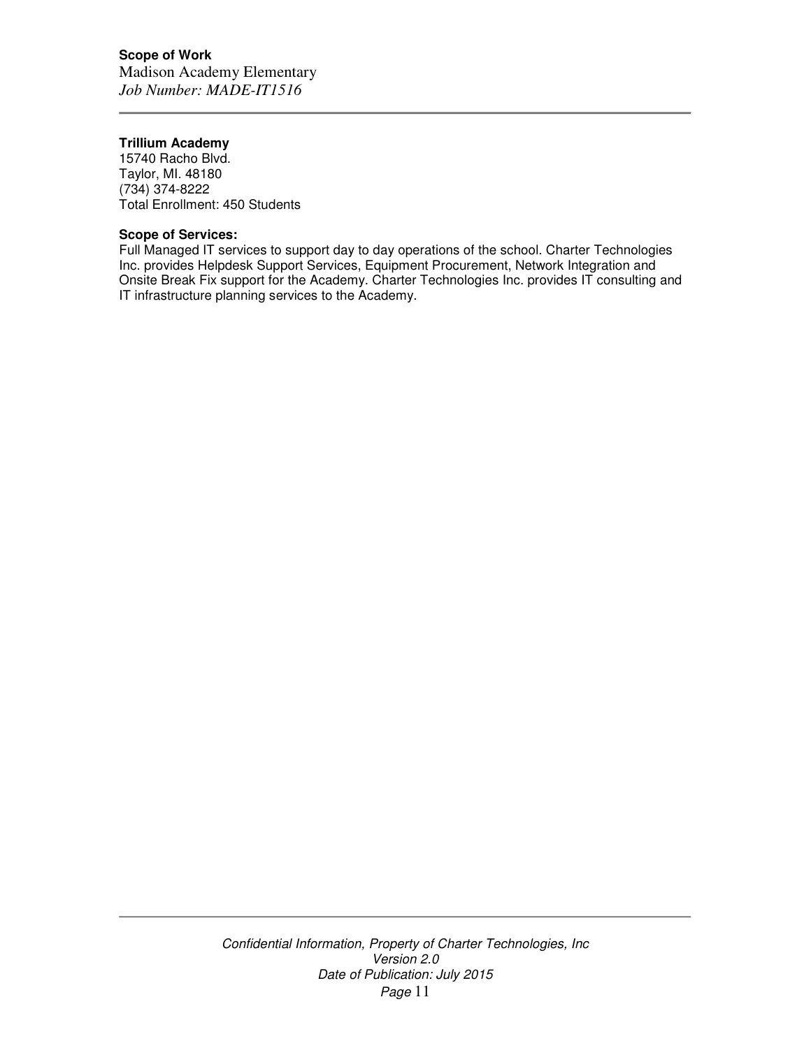**Trillium Academy**
15740 Racho Blvd.
Taylor, MI. 48180
(734) 374-8222
Total Enrollment: 450 Students

**Scope of Services:**
Full Managed IT services to support day to day operations of the school. Charter Technologies Inc. provides Helpdesk Support Services, Equipment Procurement, Network Integration and Onsite Break Fix support for the Academy. Charter Technologies Inc. provides IT consulting and IT infrastructure planning services to the Academy.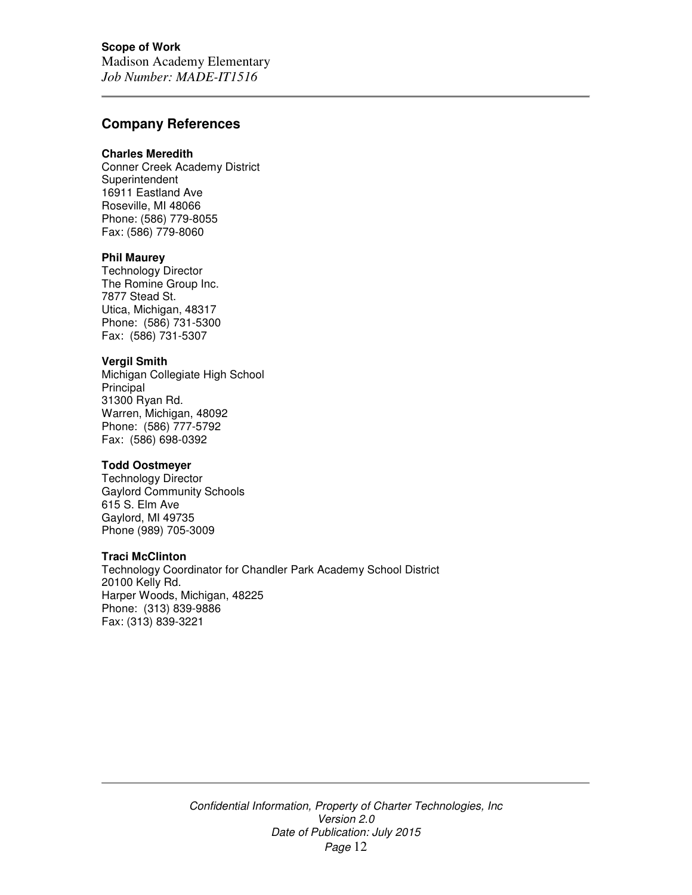## Company References

**Charles Meredith**
Conner Creek Academy District
Superintendent
16911 Eastland Ave
Roseville, MI 48066
Phone: (586) 779-8055
Fax: (586) 779-8060

**Phil Maurey**
Technology Director
The Romine Group Inc.
7877 Stead St.
Utica, Michigan, 48317
Phone: (586) 731-5300
Fax: (586) 731-5307

**Vergil Smith**
Michigan Collegiate High School
Principal
31300 Ryan Rd.
Warren, Michigan, 48092
Phone: (586) 777-5792
Fax: (586) 698-0392

**Todd Oostmeyer**
Technology Director
Gaylord Community Schools
615 S. Elm Ave
Gaylord, MI 49735
Phone (989) 705-3009

**Traci McClinton**
Technology Coordinator for Chandler Park Academy School District
20100 Kelly Rd.
Harper Woods, Michigan, 48225
Phone: (313) 839-9886
Fax: (313) 839-3221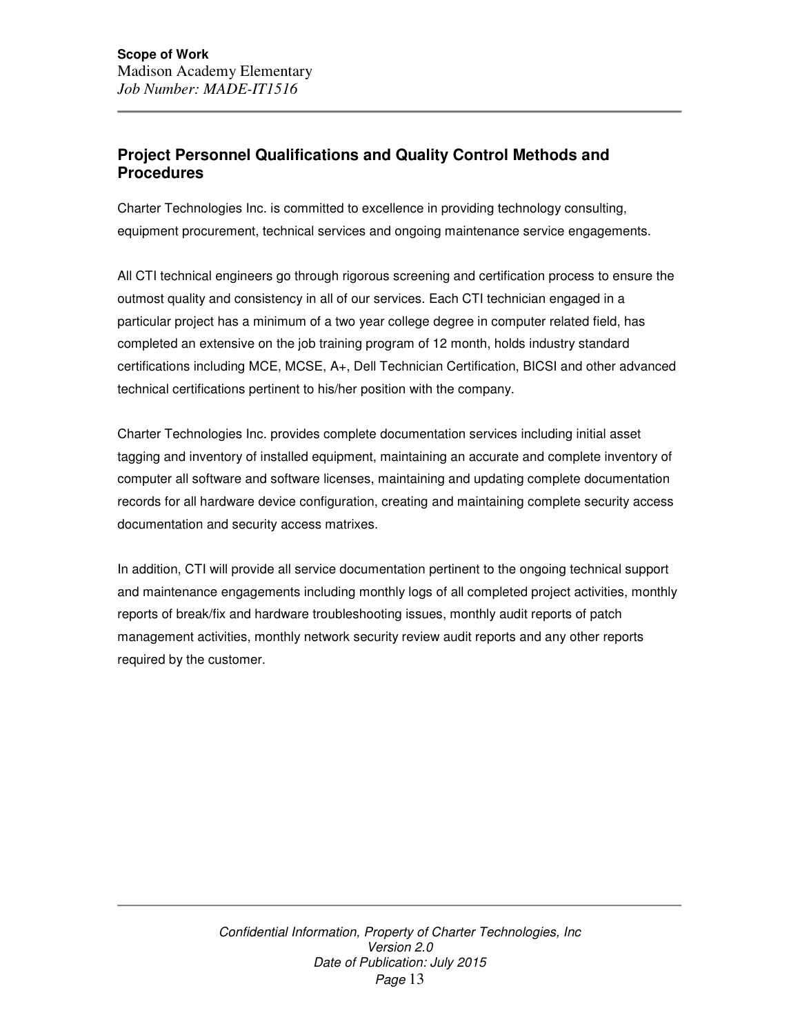## Project Personnel Qualifications and Quality Control Methods and Procedures

Charter Technologies Inc. is committed to excellence in providing technology consulting, equipment procurement, technical services and ongoing maintenance service engagements.

All CTI technical engineers go through rigorous screening and certification process to ensure the outmost quality and consistency in all of our services. Each CTI technician engaged in a particular project has a minimum of a two year college degree in computer related field, has completed an extensive on the job training program of 12 month, holds industry standard certifications including MCE, MCSE, A+, Dell Technician Certification, BICSI and other advanced technical certifications pertinent to his/her position with the company.

Charter Technologies Inc. provides complete documentation services including initial asset tagging and inventory of installed equipment, maintaining an accurate and complete inventory of computer all software and software licenses, maintaining and updating complete documentation records for all hardware device configuration, creating and maintaining complete security access documentation and security access matrixes.

In addition, CTI will provide all service documentation pertinent to the ongoing technical support and maintenance engagements including monthly logs of all completed project activities, monthly reports of break/fix and hardware troubleshooting issues, monthly audit reports of patch management activities, monthly network security review audit reports and any other reports required by the customer.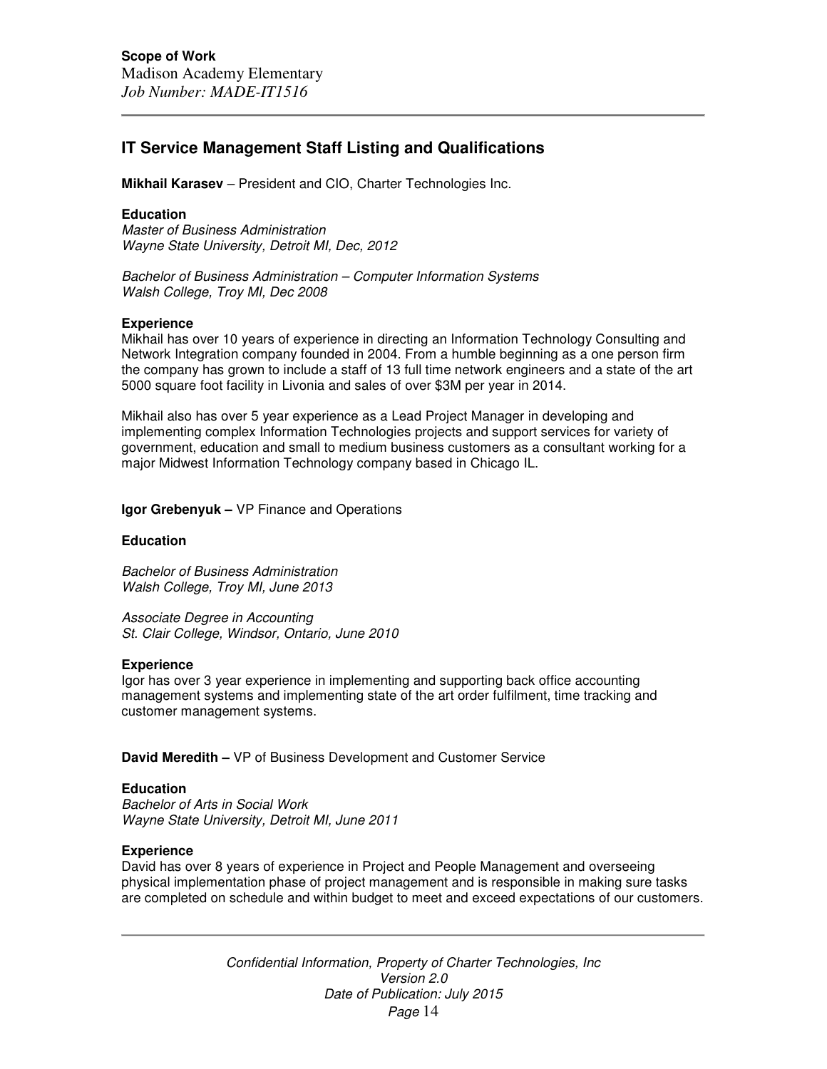## IT Service Management Staff Listing and Qualifications

**Mikhail Karasev** – President and CIO, Charter Technologies Inc.

**Education**

*Master of Business Administration*
*Wayne State University, Detroit MI, Dec, 2012*

*Bachelor of Business Administration – Computer Information Systems*
*Walsh College, Troy MI, Dec 2008*

**Experience**

Mikhail has over 10 years of experience in directing an Information Technology Consulting and Network Integration company founded in 2004. From a humble beginning as a one person firm the company has grown to include a staff of 13 full time network engineers and a state of the art 5000 square foot facility in Livonia and sales of over $3M per year in 2014.

Mikhail also has over 5 year experience as a Lead Project Manager in developing and implementing complex Information Technologies projects and support services for variety of government, education and small to medium business customers as a consultant working for a major Midwest Information Technology company based in Chicago IL.

**Igor Grebenyuk –** VP Finance and Operations

**Education**

*Bachelor of Business Administration*
*Walsh College, Troy MI, June 2013*

*Associate Degree in Accounting*
*St. Clair College, Windsor, Ontario, June 2010*

**Experience**

Igor has over 3 year experience in implementing and supporting back office accounting management systems and implementing state of the art order fulfilment, time tracking and customer management systems.

**David Meredith –** VP of Business Development and Customer Service

**Education**

*Bachelor of Arts in Social Work*
*Wayne State University, Detroit MI, June 2011*

**Experience**

David has over 8 years of experience in Project and People Management and overseeing physical implementation phase of project management and is responsible in making sure tasks are completed on schedule and within budget to meet and exceed expectations of our customers.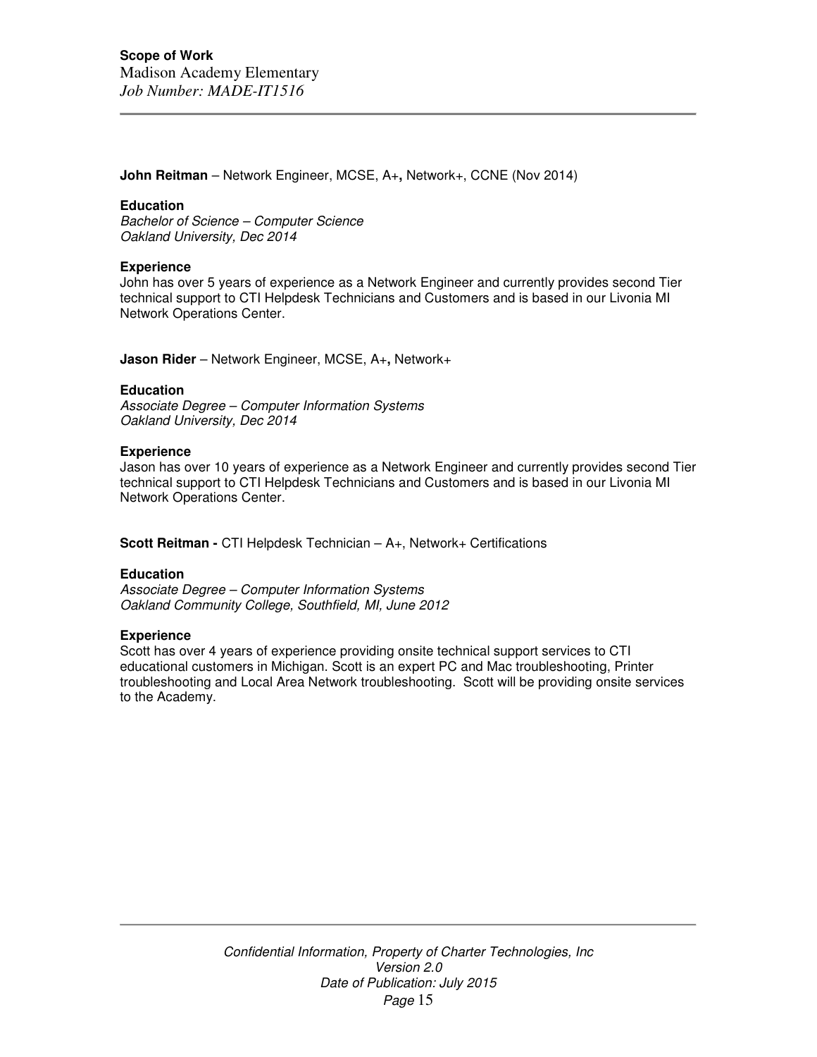**John Reitman** – Network Engineer, MCSE, A+, Network+, CCNE (Nov 2014)

**Education**
*Bachelor of Science – Computer Science*
*Oakland University, Dec 2014*

**Experience**
John has over 5 years of experience as a Network Engineer and currently provides second Tier technical support to CTI Helpdesk Technicians and Customers and is based in our Livonia MI Network Operations Center.

**Jason Rider** – Network Engineer, MCSE, A+, Network+

**Education**
*Associate Degree – Computer Information Systems*
*Oakland University, Dec 2014*

**Experience**
Jason has over 10 years of experience as a Network Engineer and currently provides second Tier technical support to CTI Helpdesk Technicians and Customers and is based in our Livonia MI Network Operations Center.

**Scott Reitman -** CTI Helpdesk Technician – A+, Network+ Certifications

**Education**
*Associate Degree – Computer Information Systems*
*Oakland Community College, Southfield, MI, June 2012*

**Experience**
Scott has over 4 years of experience providing onsite technical support services to CTI educational customers in Michigan. Scott is an expert PC and Mac troubleshooting, Printer troubleshooting and Local Area Network troubleshooting. Scott will be providing onsite services to the Academy.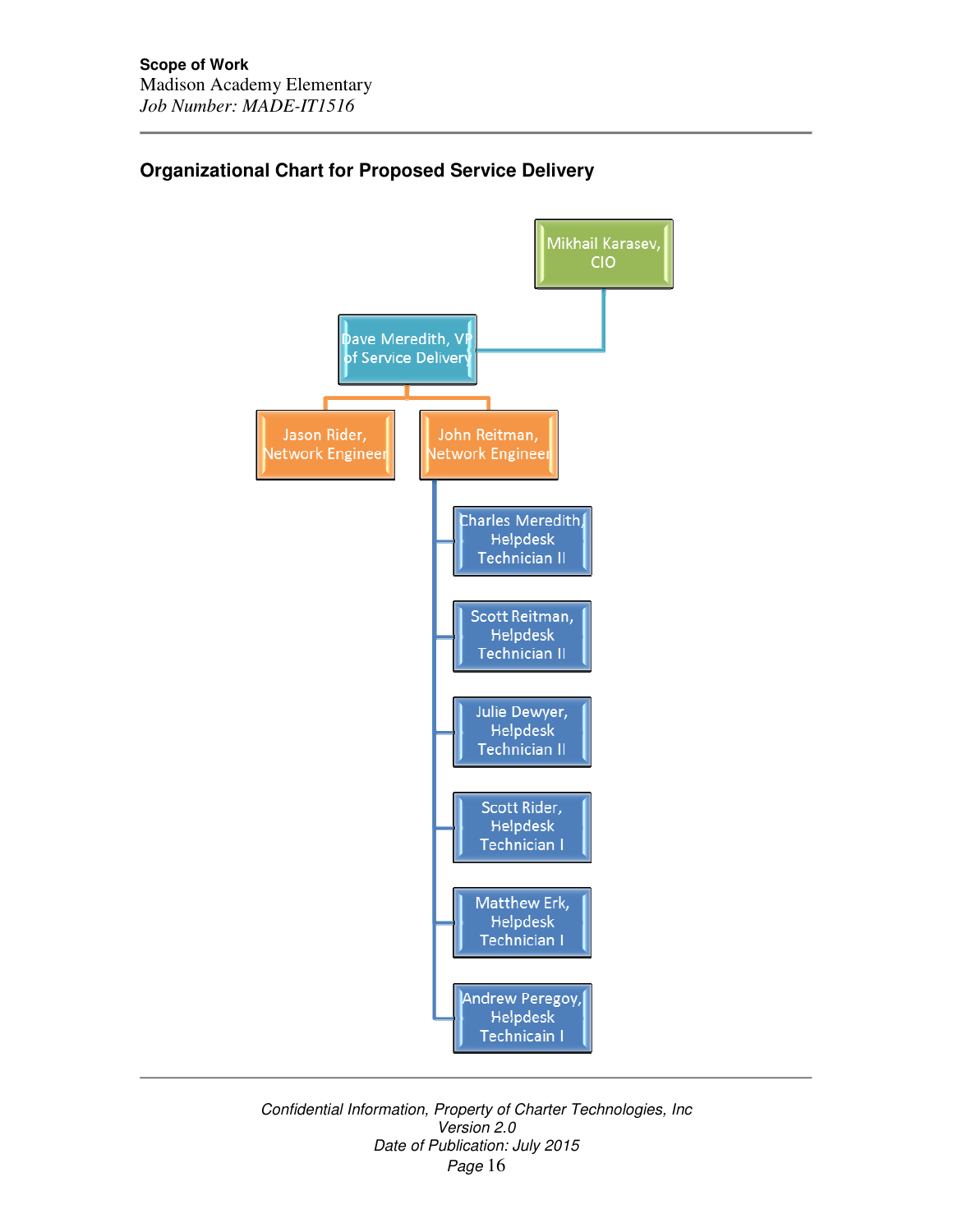## Organizational Chart for Proposed Service Delivery

- Mikhail Karasev, CIO
  - Dave Meredith, VP of Service Delivery
    - Jason Rider, Network Engineer
    - John Reitman, Network Engineer
      - Charles Meredith, Helpdesk Technician II
      - Scott Reitman, Helpdesk Technician II
      - Julie Dewyer, Helpdesk Technician II
      - Scott Rider, Helpdesk Technician I
      - Matthew Erk, Helpdesk Technician I
      - Andrew Peregoy, Helpdesk Technicain I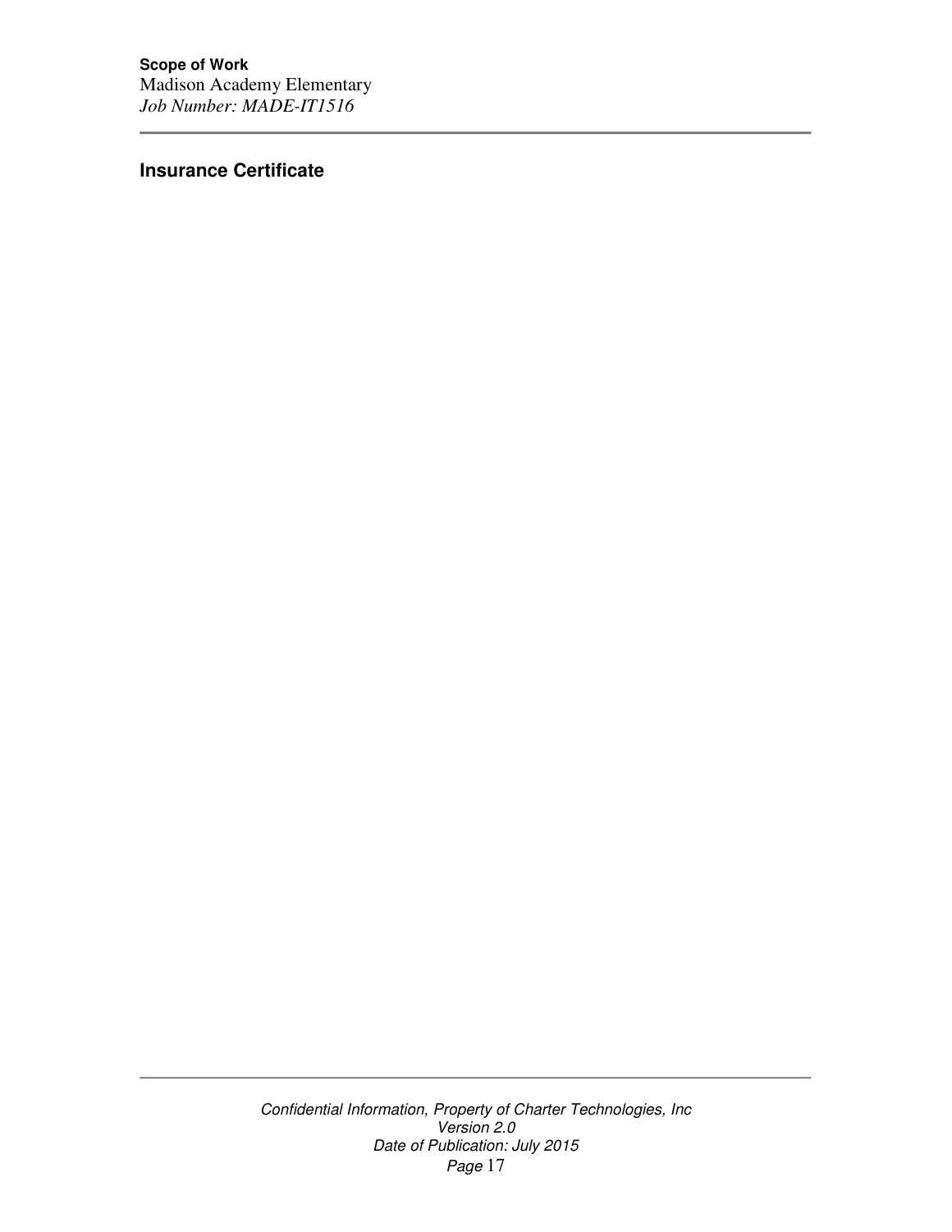## Insurance Certificate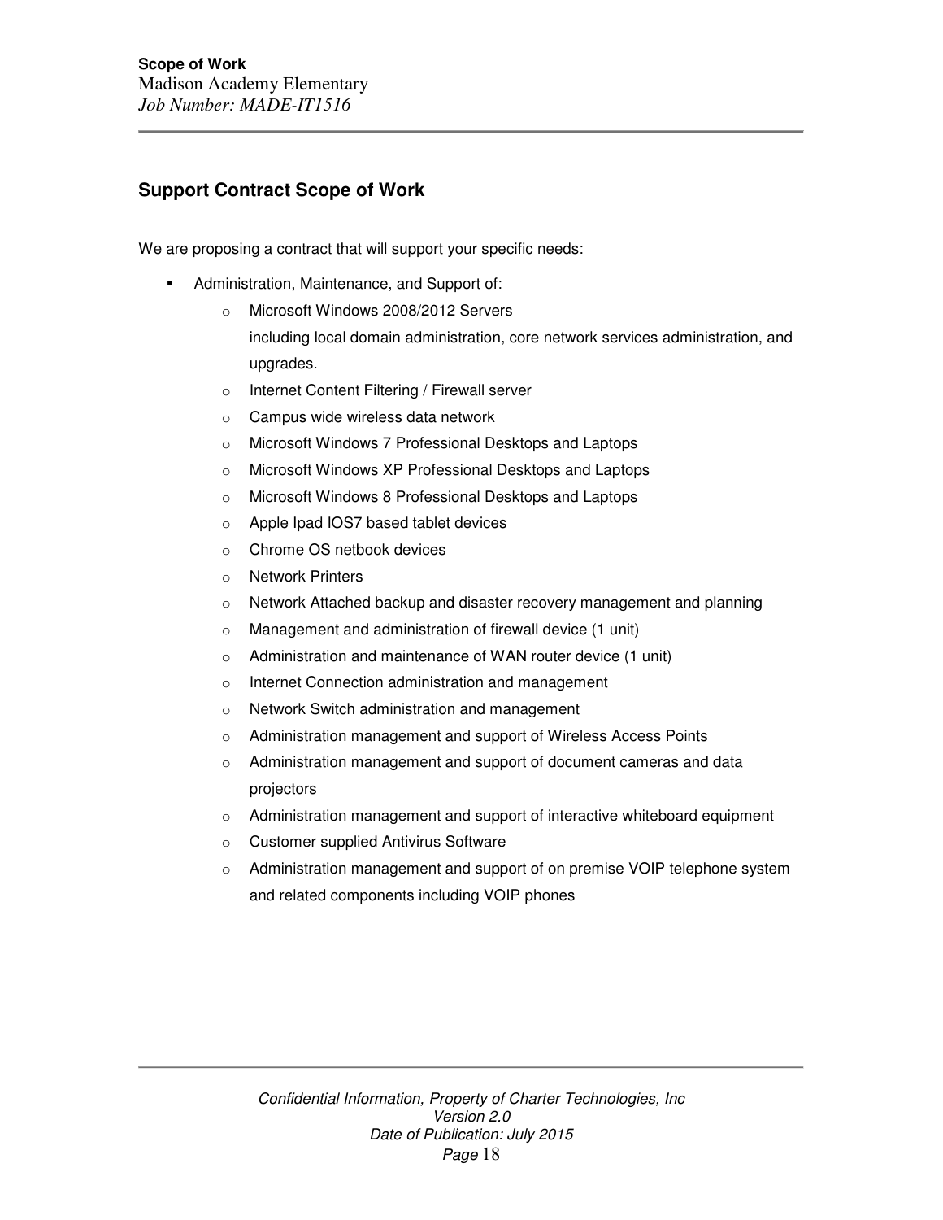## Support Contract Scope of Work

We are proposing a contract that will support your specific needs:

- Administration, Maintenance, and Support of:
  - Microsoft Windows 2008/2012 Servers
    including local domain administration, core network services administration, and upgrades.
  - Internet Content Filtering / Firewall server
  - Campus wide wireless data network
  - Microsoft Windows 7 Professional Desktops and Laptops
  - Microsoft Windows XP Professional Desktops and Laptops
  - Microsoft Windows 8 Professional Desktops and Laptops
  - Apple Ipad IOS7 based tablet devices
  - Chrome OS netbook devices
  - Network Printers
  - Network Attached backup and disaster recovery management and planning
  - Management and administration of firewall device (1 unit)
  - Administration and maintenance of WAN router device (1 unit)
  - Internet Connection administration and management
  - Network Switch administration and management
  - Administration management and support of Wireless Access Points
  - Administration management and support of document cameras and data projectors
  - Administration management and support of interactive whiteboard equipment
  - Customer supplied Antivirus Software
  - Administration management and support of on premise VOIP telephone system and related components including VOIP phones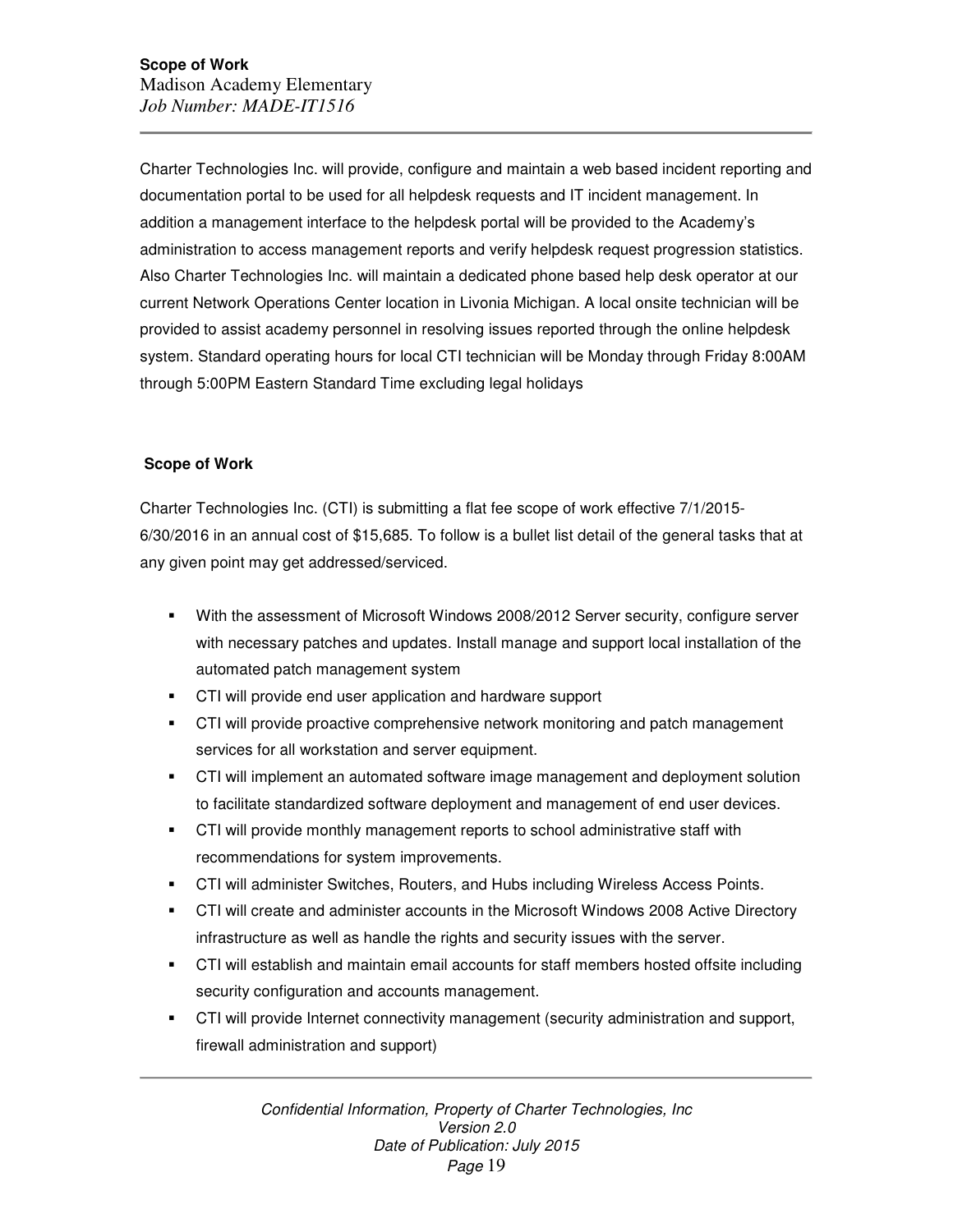Charter Technologies Inc. will provide, configure and maintain a web based incident reporting and documentation portal to be used for all helpdesk requests and IT incident management. In addition a management interface to the helpdesk portal will be provided to the Academy's administration to access management reports and verify helpdesk request progression statistics. Also Charter Technologies Inc. will maintain a dedicated phone based help desk operator at our current Network Operations Center location in Livonia Michigan. A local onsite technician will be provided to assist academy personnel in resolving issues reported through the online helpdesk system. Standard operating hours for local CTI technician will be Monday through Friday 8:00AM through 5:00PM Eastern Standard Time excluding legal holidays

## Scope of Work

Charter Technologies Inc. (CTI) is submitting a flat fee scope of work effective 7/1/2015-6/30/2016 in an annual cost of $15,685. To follow is a bullet list detail of the general tasks that at any given point may get addressed/serviced.

- With the assessment of Microsoft Windows 2008/2012 Server security, configure server with necessary patches and updates. Install manage and support local installation of the automated patch management system
- CTI will provide end user application and hardware support
- CTI will provide proactive comprehensive network monitoring and patch management services for all workstation and server equipment.
- CTI will implement an automated software image management and deployment solution to facilitate standardized software deployment and management of end user devices.
- CTI will provide monthly management reports to school administrative staff with recommendations for system improvements.
- CTI will administer Switches, Routers, and Hubs including Wireless Access Points.
- CTI will create and administer accounts in the Microsoft Windows 2008 Active Directory infrastructure as well as handle the rights and security issues with the server.
- CTI will establish and maintain email accounts for staff members hosted offsite including security configuration and accounts management.
- CTI will provide Internet connectivity management (security administration and support, firewall administration and support)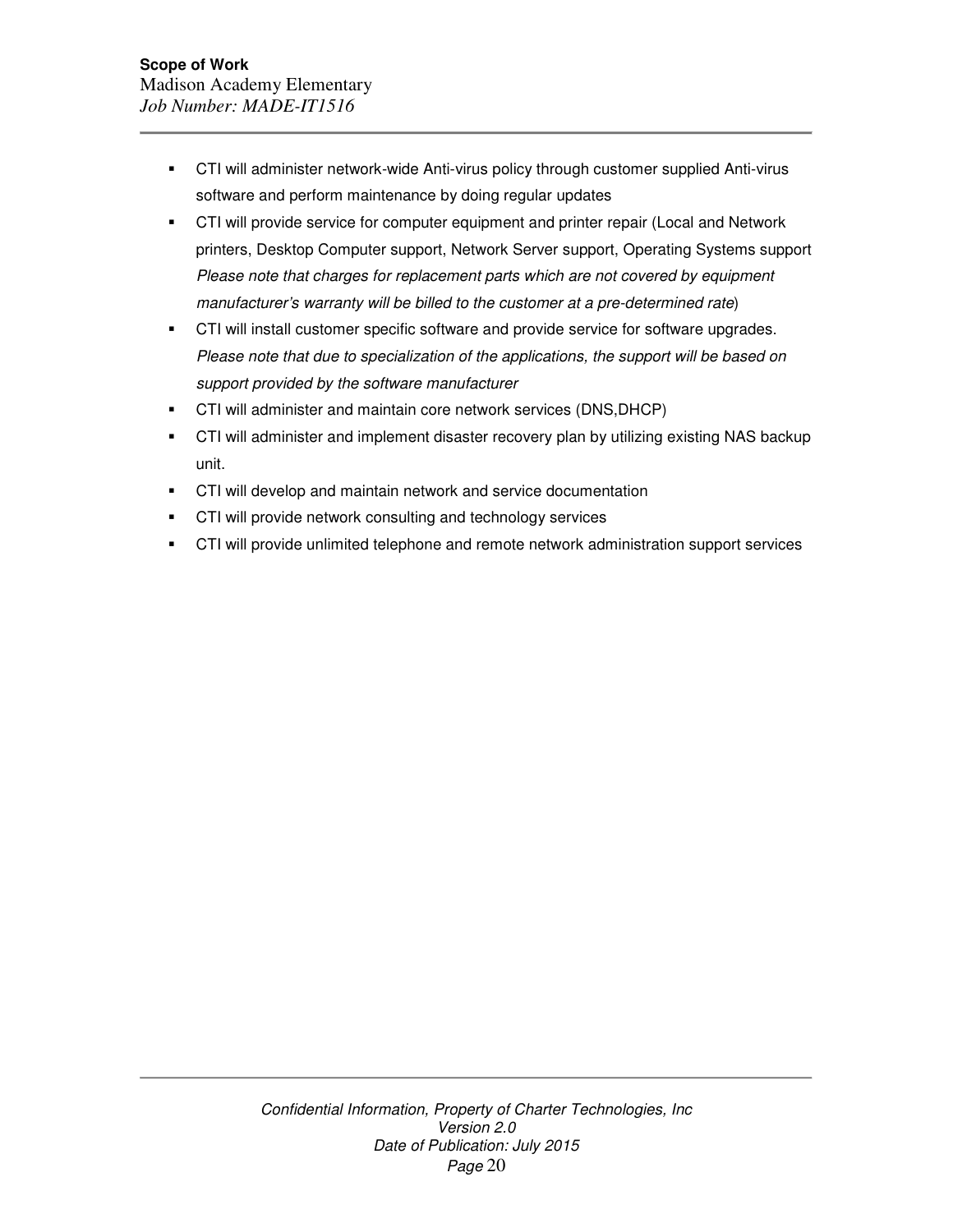- CTI will administer network-wide Anti-virus policy through customer supplied Anti-virus software and perform maintenance by doing regular updates
- CTI will provide service for computer equipment and printer repair (Local and Network printers, Desktop Computer support, Network Server support, Operating Systems support *Please note that charges for replacement parts which are not covered by equipment manufacturer's warranty will be billed to the customer at a pre-determined rate*)
- CTI will install customer specific software and provide service for software upgrades. *Please note that due to specialization of the applications, the support will be based on support provided by the software manufacturer*
- CTI will administer and maintain core network services (DNS,DHCP)
- CTI will administer and implement disaster recovery plan by utilizing existing NAS backup unit.
- CTI will develop and maintain network and service documentation
- CTI will provide network consulting and technology services
- CTI will provide unlimited telephone and remote network administration support services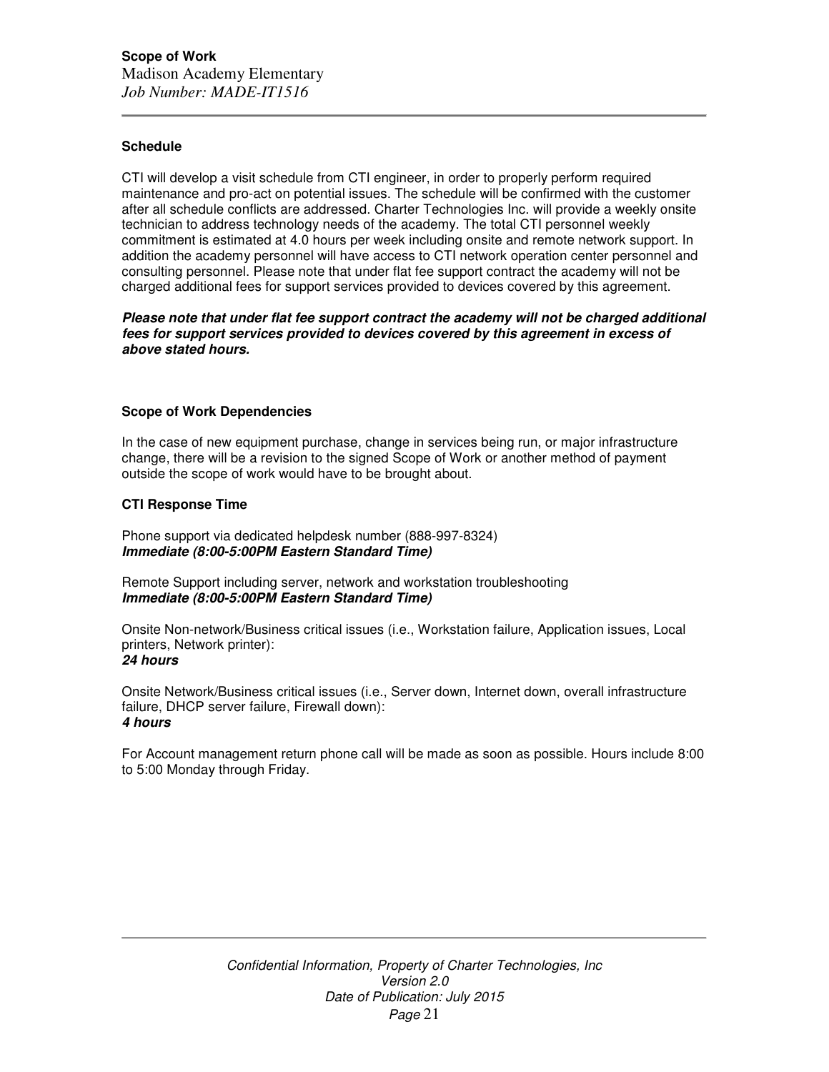**Schedule**

CTI will develop a visit schedule from CTI engineer, in order to properly perform required maintenance and pro-act on potential issues. The schedule will be confirmed with the customer after all schedule conflicts are addressed. Charter Technologies Inc. will provide a weekly onsite technician to address technology needs of the academy. The total CTI personnel weekly commitment is estimated at 4.0 hours per week including onsite and remote network support. In addition the academy personnel will have access to CTI network operation center personnel and consulting personnel. Please note that under flat fee support contract the academy will not be charged additional fees for support services provided to devices covered by this agreement.

***Please note that under flat fee support contract the academy will not be charged additional fees for support services provided to devices covered by this agreement in excess of above stated hours.***

**Scope of Work Dependencies**

In the case of new equipment purchase, change in services being run, or major infrastructure change, there will be a revision to the signed Scope of Work or another method of payment outside the scope of work would have to be brought about.

**CTI Response Time**

Phone support via dedicated helpdesk number (888-997-8324)
***Immediate (8:00-5:00PM Eastern Standard Time)***

Remote Support including server, network and workstation troubleshooting
***Immediate (8:00-5:00PM Eastern Standard Time)***

Onsite Non-network/Business critical issues (i.e., Workstation failure, Application issues, Local printers, Network printer):
***24 hours***

Onsite Network/Business critical issues (i.e., Server down, Internet down, overall infrastructure failure, DHCP server failure, Firewall down):
***4 hours***

For Account management return phone call will be made as soon as possible. Hours include 8:00 to 5:00 Monday through Friday.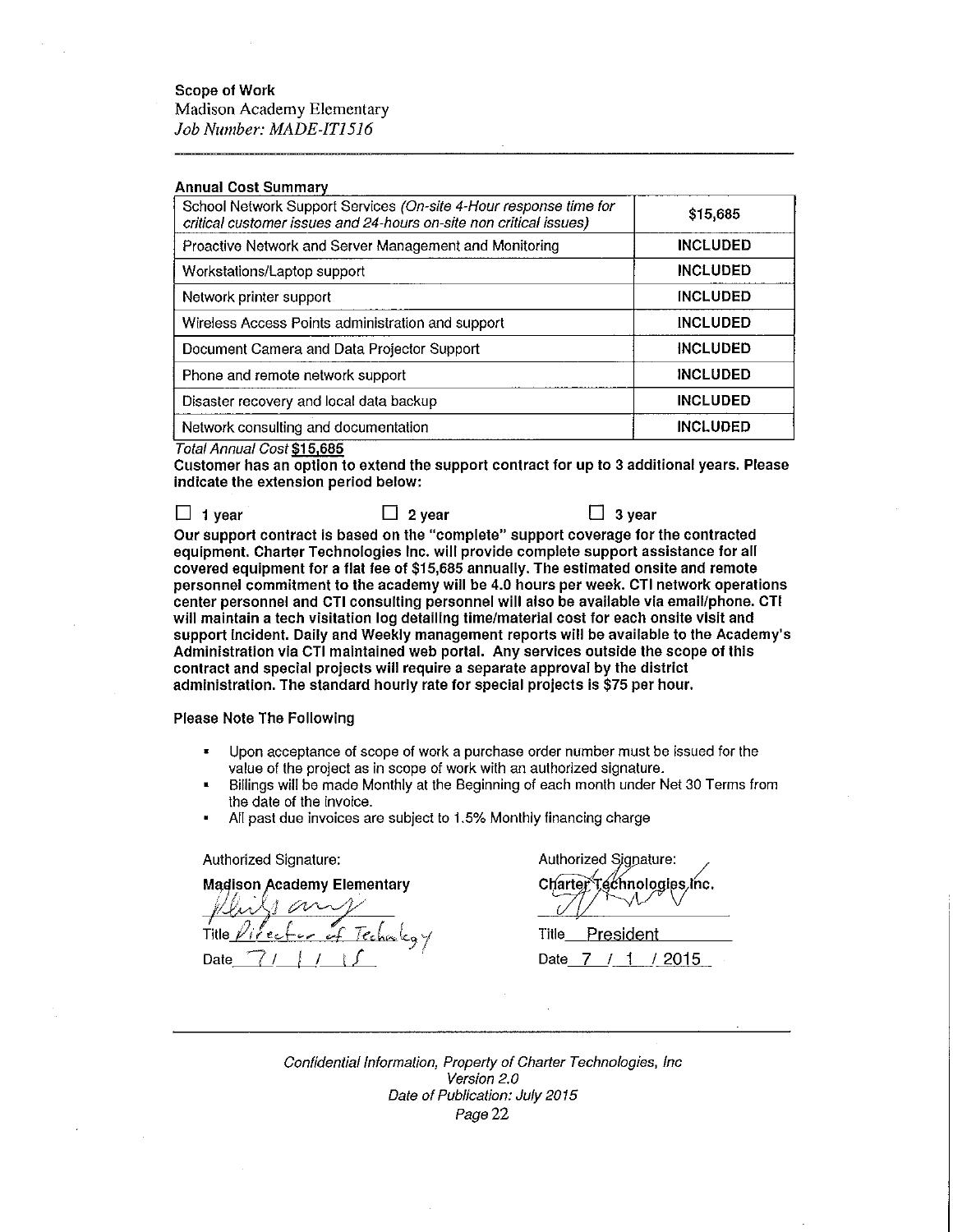**Scope of Work**
Madison Academy Elementary
*Job Number: MADE-IT1516*

**Annual Cost Summary**

| | |
|---|---|
| School Network Support Services *(On-site 4-Hour response time for critical customer issues and 24-hours on-site non critical issues)* | $15,685 |
| Proactive Network and Server Management and Monitoring | **INCLUDED** |
| Workstations/Laptop support | **INCLUDED** |
| Network printer support | **INCLUDED** |
| Wireless Access Points administration and support | **INCLUDED** |
| Document Camera and Data Projector Support | **INCLUDED** |
| Phone and remote network support | **INCLUDED** |
| Disaster recovery and local data backup | **INCLUDED** |
| Network consulting and documentation | **INCLUDED** |

*Total Annual Cost* **$15,685**

**Customer has an option to extend the support contract for up to 3 additional years. Please indicate the extension period below:**

☐ **1 year** ☐ **2 year** ☐ **3 year**

**Our support contract is based on the "complete" support coverage for the contracted equipment. Charter Technologies Inc. will provide complete support assistance for all covered equipment for a flat fee of $15,685 annually. The estimated onsite and remote personnel commitment to the academy will be 4.0 hours per week. CTI network operations center personnel and CTI consulting personnel will also be available via email/phone. CTI will maintain a tech visitation log detailing time/material cost for each onsite visit and support incident. Daily and Weekly management reports will be available to the Academy's Administration via CTI maintained web portal. Any services outside the scope of this contract and special projects will require a separate approval by the district administration. The standard hourly rate for special projects is $75 per hour.**

**Please Note The Following**

- Upon acceptance of scope of work a purchase order number must be issued for the value of the project as in scope of work with an authorized signature.
- Billings will be made Monthly at the Beginning of each month under Net 30 Terms from the date of the invoice.
- All past due invoices are subject to 1.5% Monthly financing charge

Authorized Signature:
**Madison Academy Elementary**
[Signature]
Title Director of Technology
Date 7/1/15

Authorized Signature:
Charter Technologies Inc.
[Signature]
Title President
Date 7 / 1 / 2015

*Confidential Information, Property of Charter Technologies, Inc*
*Version 2.0*
*Date of Publication: July 2015*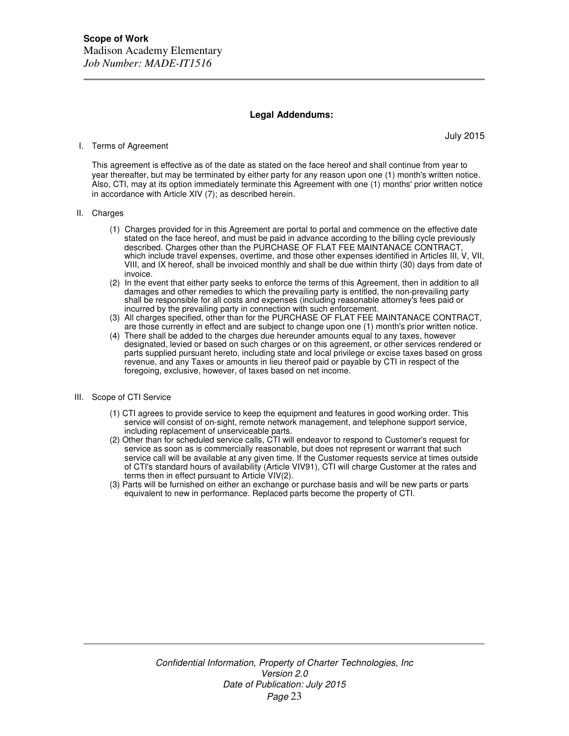## Legal Addendums:

July 2015

I. Terms of Agreement

This agreement is effective as of the date as stated on the face hereof and shall continue from year to year thereafter, but may be terminated by either party for any reason upon one (1) month's written notice. Also, CTI, may at its option immediately terminate this Agreement with one (1) months' prior written notice in accordance with Article XIV (7); as described herein.

II. Charges

(1) Charges provided for in this Agreement are portal to portal and commence on the effective date stated on the face hereof, and must be paid in advance according to the billing cycle previously described. Charges other than the PURCHASE OF FLAT FEE MAINTANACE CONTRACT, which include travel expenses, overtime, and those other expenses identified in Articles III, V, VII, VIII, and IX hereof, shall be invoiced monthly and shall be due within thirty (30) days from date of invoice.

(2) In the event that either party seeks to enforce the terms of this Agreement, then in addition to all damages and other remedies to which the prevailing party is entitled, the non-prevailing party shall be responsible for all costs and expenses (including reasonable attorney's fees paid or incurred by the prevailing party in connection with such enforcement.

(3) All charges specified, other than for the PURCHASE OF FLAT FEE MAINTANACE CONTRACT, are those currently in effect and are subject to change upon one (1) month's prior written notice.

(4) There shall be added to the charges due hereunder amounts equal to any taxes, however designated, levied or based on such charges or on this agreement, or other services rendered or parts supplied pursuant hereto, including state and local privilege or excise taxes based on gross revenue, and any Taxes or amounts in lieu thereof paid or payable by CTI in respect of the foregoing, exclusive, however, of taxes based on net income.

III. Scope of CTI Service

(1) CTI agrees to provide service to keep the equipment and features in good working order. This service will consist of on-sight, remote network management, and telephone support service, including replacement of unserviceable parts.

(2) Other than for scheduled service calls, CTI will endeavor to respond to Customer's request for service as soon as is commercially reasonable, but does not represent or warrant that such service call will be available at any given time. If the Customer requests service at times outside of CTI's standard hours of availability (Article VIV91), CTI will charge Customer at the rates and terms then in effect pursuant to Article VIV(2).

(3) Parts will be furnished on either an exchange or purchase basis and will be new parts or parts equivalent to new in performance. Replaced parts become the property of CTI.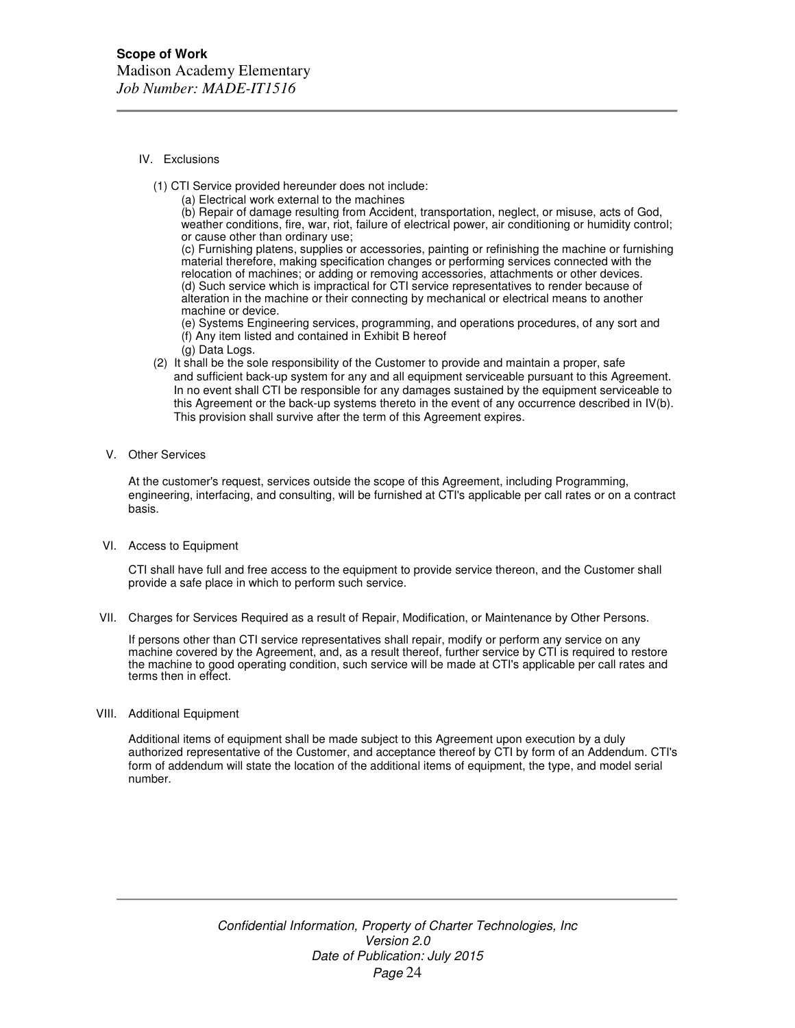IV. Exclusions

(1) CTI Service provided hereunder does not include:

(a) Electrical work external to the machines
(b) Repair of damage resulting from Accident, transportation, neglect, or misuse, acts of God, weather conditions, fire, war, riot, failure of electrical power, air conditioning or humidity control; or cause other than ordinary use;
(c) Furnishing platens, supplies or accessories, painting or refinishing the machine or furnishing material therefore, making specification changes or performing services connected with the relocation of machines; or adding or removing accessories, attachments or other devices.
(d) Such service which is impractical for CTI service representatives to render because of alteration in the machine or their connecting by mechanical or electrical means to another machine or device.
(e) Systems Engineering services, programming, and operations procedures, of any sort and
(f) Any item listed and contained in Exhibit B hereof
(g) Data Logs.

(2) It shall be the sole responsibility of the Customer to provide and maintain a proper, safe and sufficient back-up system for any and all equipment serviceable pursuant to this Agreement. In no event shall CTI be responsible for any damages sustained by the equipment serviceable to this Agreement or the back-up systems thereto in the event of any occurrence described in IV(b). This provision shall survive after the term of this Agreement expires.

V. Other Services

At the customer's request, services outside the scope of this Agreement, including Programming, engineering, interfacing, and consulting, will be furnished at CTI's applicable per call rates or on a contract basis.

VI. Access to Equipment

CTI shall have full and free access to the equipment to provide service thereon, and the Customer shall provide a safe place in which to perform such service.

VII. Charges for Services Required as a result of Repair, Modification, or Maintenance by Other Persons.

If persons other than CTI service representatives shall repair, modify or perform any service on any machine covered by the Agreement, and, as a result thereof, further service by CTI is required to restore the machine to good operating condition, such service will be made at CTI's applicable per call rates and terms then in effect.

VIII. Additional Equipment

Additional items of equipment shall be made subject to this Agreement upon execution by a duly authorized representative of the Customer, and acceptance thereof by CTI by form of an Addendum. CTI's form of addendum will state the location of the additional items of equipment, the type, and model serial number.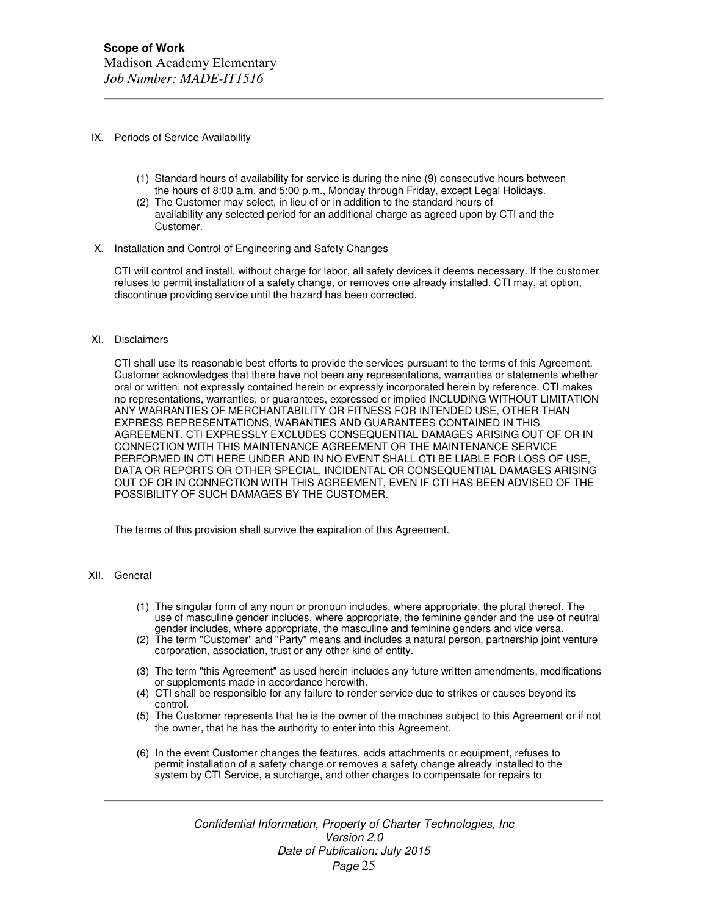IX. Periods of Service Availability

(1) Standard hours of availability for service is during the nine (9) consecutive hours between the hours of 8:00 a.m. and 5:00 p.m., Monday through Friday, except Legal Holidays.
(2) The Customer may select, in lieu of or in addition to the standard hours of availability any selected period for an additional charge as agreed upon by CTI and the Customer.

X. Installation and Control of Engineering and Safety Changes

CTI will control and install, without charge for labor, all safety devices it deems necessary. If the customer refuses to permit installation of a safety change, or removes one already installed. CTI may, at option, discontinue providing service until the hazard has been corrected.

XI. Disclaimers

CTI shall use its reasonable best efforts to provide the services pursuant to the terms of this Agreement. Customer acknowledges that there have not been any representations, warranties or statements whether oral or written, not expressly contained herein or expressly incorporated herein by reference. CTI makes no representations, warranties, or guarantees, expressed or implied INCLUDING WITHOUT LIMITATION ANY WARRANTIES OF MERCHANTABILITY OR FITNESS FOR INTENDED USE, OTHER THAN EXPRESS REPRESENTATIONS, WARANTIES AND GUARANTEES CONTAINED IN THIS AGREEMENT. CTI EXPRESSLY EXCLUDES CONSEQUENTIAL DAMAGES ARISING OUT OF OR IN CONNECTION WITH THIS MAINTENANCE AGREEMENT OR THE MAINTENANCE SERVICE PERFORMED IN CTI HERE UNDER AND IN NO EVENT SHALL CTI BE LIABLE FOR LOSS OF USE, DATA OR REPORTS OR OTHER SPECIAL, INCIDENTAL OR CONSEQUENTIAL DAMAGES ARISING OUT OF OR IN CONNECTION WITH THIS AGREEMENT, EVEN IF CTI HAS BEEN ADVISED OF THE POSSIBILITY OF SUCH DAMAGES BY THE CUSTOMER.

The terms of this provision shall survive the expiration of this Agreement.

XII. General

(1) The singular form of any noun or pronoun includes, where appropriate, the plural thereof. The use of masculine gender includes, where appropriate, the feminine gender and the use of neutral gender includes, where appropriate, the masculine and feminine genders and vice versa.
(2) The term "Customer" and "Party" means and includes a natural person, partnership joint venture corporation, association, trust or any other kind of entity.
(3) The term "this Agreement" as used herein includes any future written amendments, modifications or supplements made in accordance herewith.
(4) CTI shall be responsible for any failure to render service due to strikes or causes beyond its control.
(5) The Customer represents that he is the owner of the machines subject to this Agreement or if not the owner, that he has the authority to enter into this Agreement.
(6) In the event Customer changes the features, adds attachments or equipment, refuses to permit installation of a safety change or removes a safety change already installed to the system by CTI Service, a surcharge, and other charges to compensate for repairs to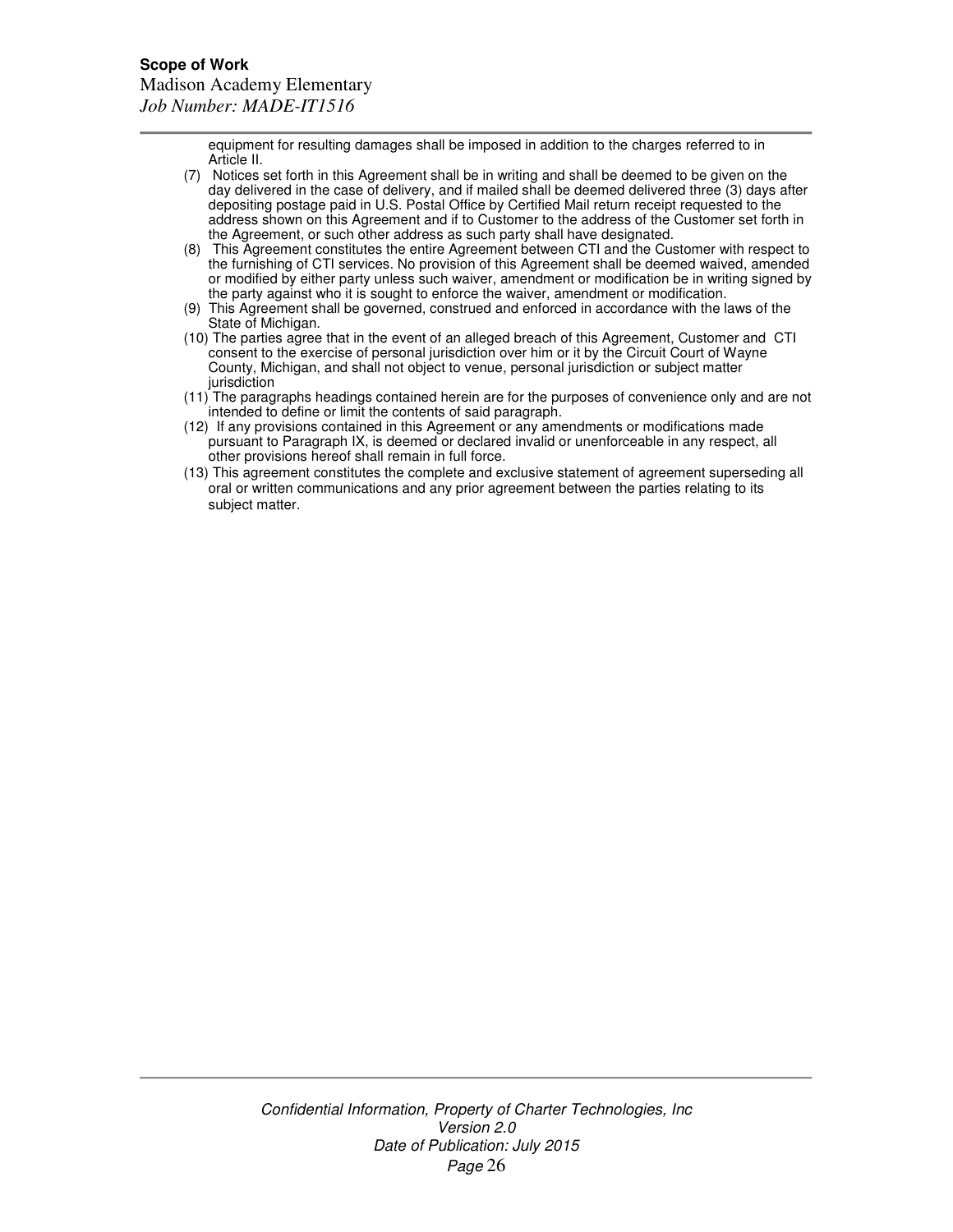equipment for resulting damages shall be imposed in addition to the charges referred to in Article II.

(7) Notices set forth in this Agreement shall be in writing and shall be deemed to be given on the day delivered in the case of delivery, and if mailed shall be deemed delivered three (3) days after depositing postage paid in U.S. Postal Office by Certified Mail return receipt requested to the address shown on this Agreement and if to Customer to the address of the Customer set forth in the Agreement, or such other address as such party shall have designated.

(8) This Agreement constitutes the entire Agreement between CTI and the Customer with respect to the furnishing of CTI services. No provision of this Agreement shall be deemed waived, amended or modified by either party unless such waiver, amendment or modification be in writing signed by the party against who it is sought to enforce the waiver, amendment or modification.

(9) This Agreement shall be governed, construed and enforced in accordance with the laws of the State of Michigan.

(10) The parties agree that in the event of an alleged breach of this Agreement, Customer and CTI consent to the exercise of personal jurisdiction over him or it by the Circuit Court of Wayne County, Michigan, and shall not object to venue, personal jurisdiction or subject matter jurisdiction

(11) The paragraphs headings contained herein are for the purposes of convenience only and are not intended to define or limit the contents of said paragraph.

(12) If any provisions contained in this Agreement or any amendments or modifications made pursuant to Paragraph IX, is deemed or declared invalid or unenforceable in any respect, all other provisions hereof shall remain in full force.

(13) This agreement constitutes the complete and exclusive statement of agreement superseding all oral or written communications and any prior agreement between the parties relating to its subject matter.